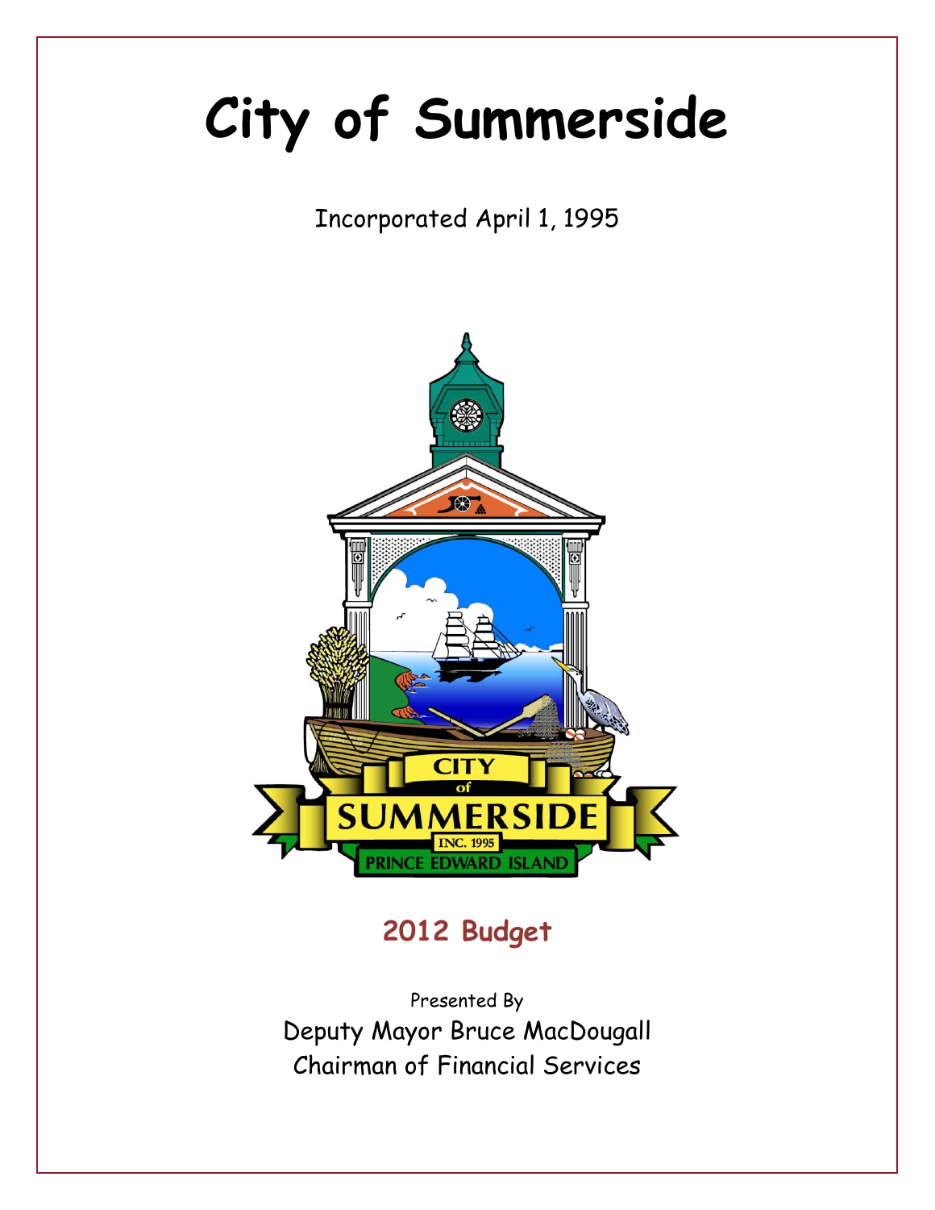# City of Summerside

Incorporated April 1, 1995

## 2012 Budget

Presented By

Deputy Mayor Bruce MacDougall

Chairman of Financial Services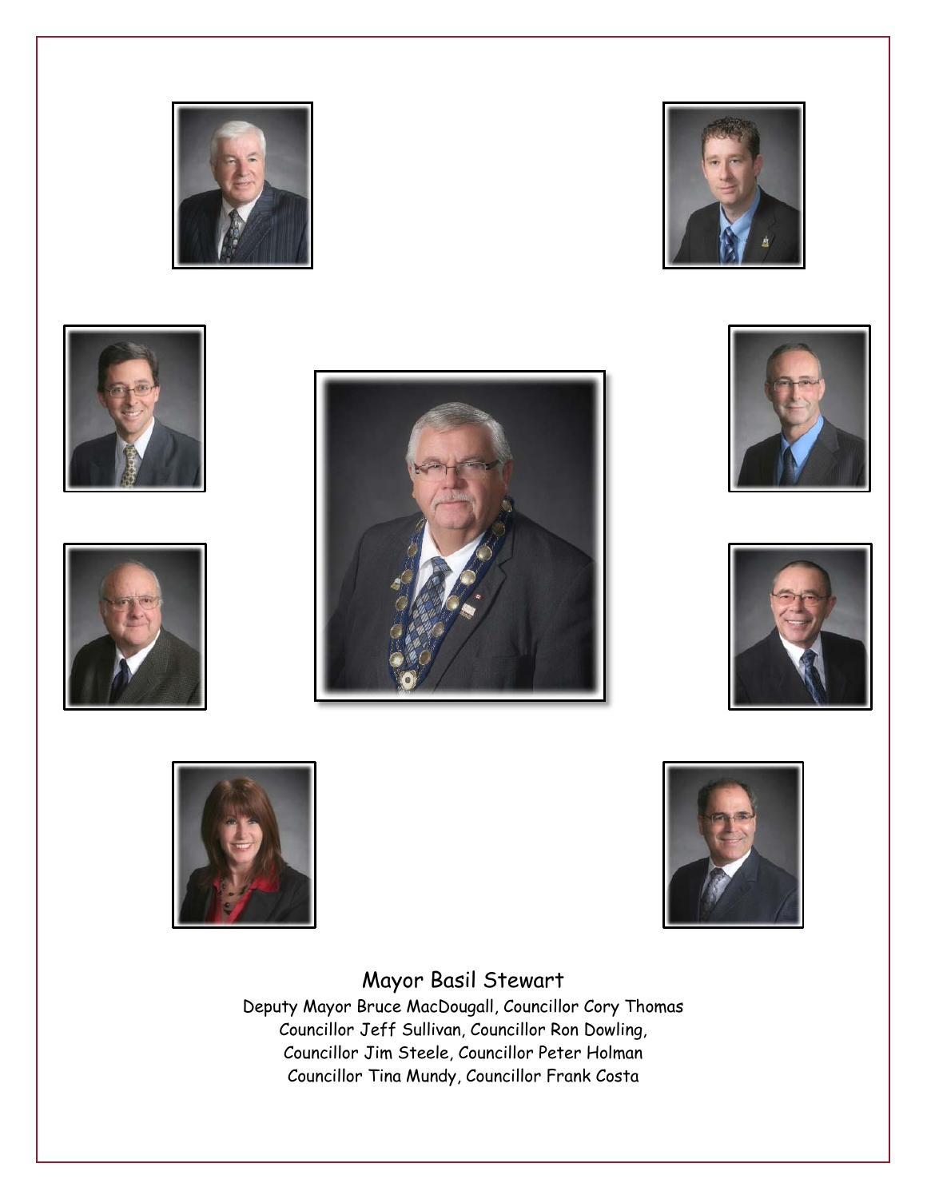Mayor Basil Stewart

Deputy Mayor Bruce MacDougall, Councillor Cory Thomas
Councillor Jeff Sullivan, Councillor Ron Dowling,
Councillor Jim Steele, Councillor Peter Holman
Councillor Tina Mundy, Councillor Frank Costa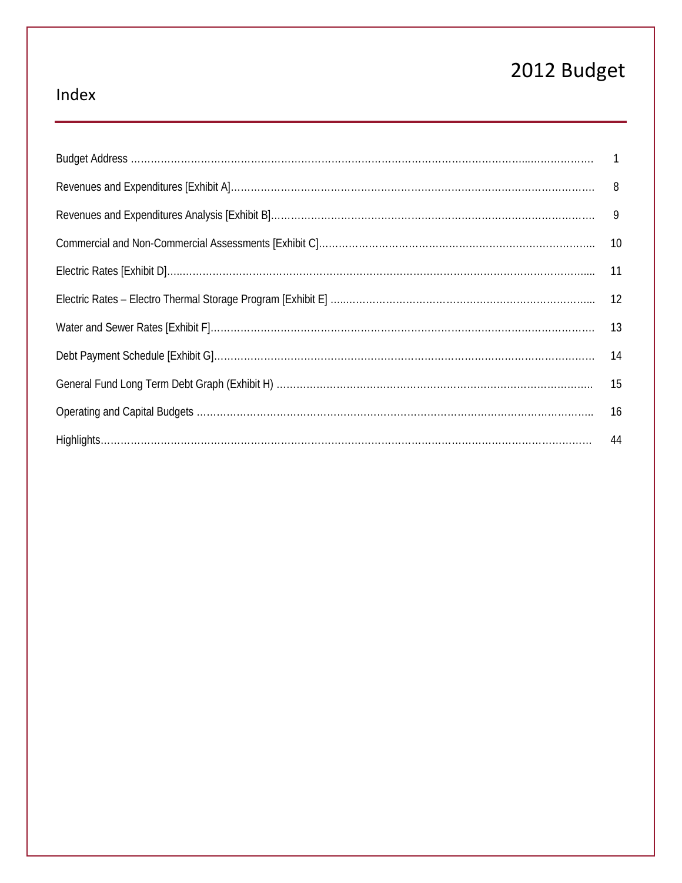# 2012 Budget

## Index

| | |
|---|---|
| Budget Address | 1 |
| Revenues and Expenditures [Exhibit A] | 8 |
| Revenues and Expenditures Analysis [Exhibit B] | 9 |
| Commercial and Non-Commercial Assessments [Exhibit C] | 10 |
| Electric Rates [Exhibit D] | 11 |
| Electric Rates – Electro Thermal Storage Program [Exhibit E] | 12 |
| Water and Sewer Rates [Exhibit F] | 13 |
| Debt Payment Schedule [Exhibit G] | 14 |
| General Fund Long Term Debt Graph (Exhibit H) | 15 |
| Operating and Capital Budgets | 16 |
| Highlights | 44 |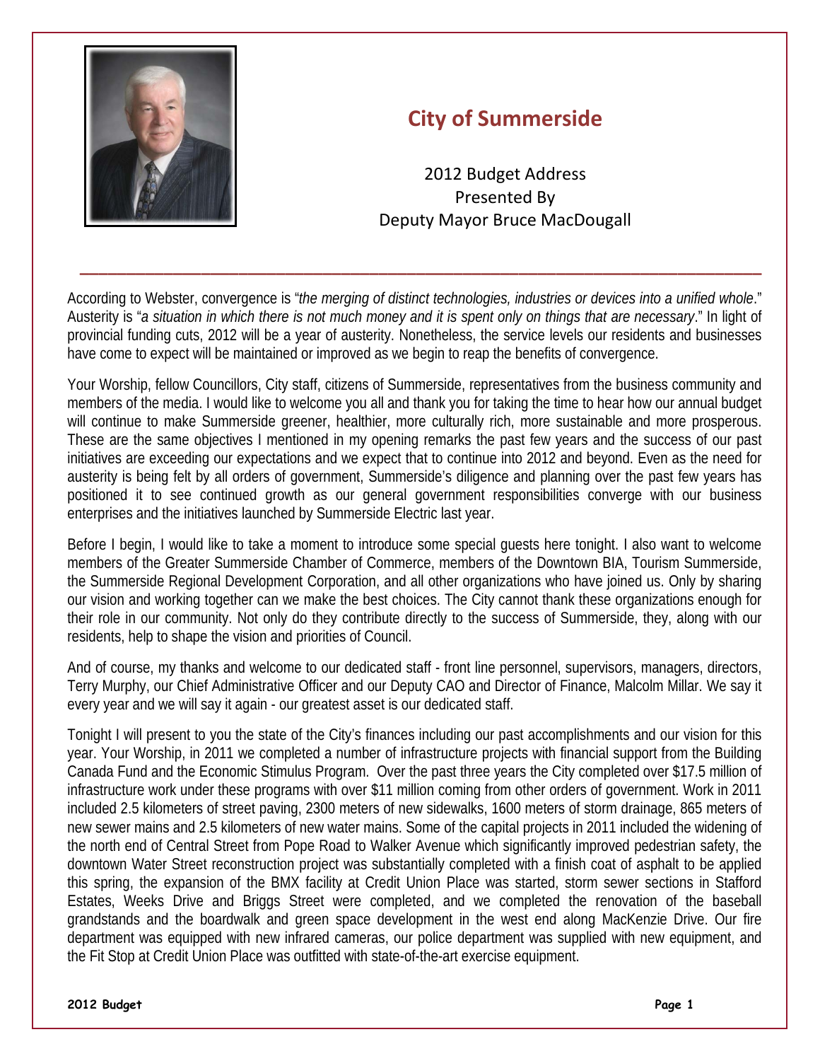# City of Summerside

2012 Budget Address
Presented By
Deputy Mayor Bruce MacDougall

---

According to Webster, convergence is "*the merging of distinct technologies, industries or devices into a unified whole*." Austerity is "*a situation in which there is not much money and it is spent only on things that are necessary*." In light of provincial funding cuts, 2012 will be a year of austerity. Nonetheless, the service levels our residents and businesses have come to expect will be maintained or improved as we begin to reap the benefits of convergence.

Your Worship, fellow Councillors, City staff, citizens of Summerside, representatives from the business community and members of the media. I would like to welcome you all and thank you for taking the time to hear how our annual budget will continue to make Summerside greener, healthier, more culturally rich, more sustainable and more prosperous. These are the same objectives I mentioned in my opening remarks the past few years and the success of our past initiatives are exceeding our expectations and we expect that to continue into 2012 and beyond. Even as the need for austerity is being felt by all orders of government, Summerside's diligence and planning over the past few years has positioned it to see continued growth as our general government responsibilities converge with our business enterprises and the initiatives launched by Summerside Electric last year.

Before I begin, I would like to take a moment to introduce some special guests here tonight. I also want to welcome members of the Greater Summerside Chamber of Commerce, members of the Downtown BIA, Tourism Summerside, the Summerside Regional Development Corporation, and all other organizations who have joined us. Only by sharing our vision and working together can we make the best choices. The City cannot thank these organizations enough for their role in our community. Not only do they contribute directly to the success of Summerside, they, along with our residents, help to shape the vision and priorities of Council.

And of course, my thanks and welcome to our dedicated staff - front line personnel, supervisors, managers, directors, Terry Murphy, our Chief Administrative Officer and our Deputy CAO and Director of Finance, Malcolm Millar. We say it every year and we will say it again - our greatest asset is our dedicated staff.

Tonight I will present to you the state of the City's finances including our past accomplishments and our vision for this year. Your Worship, in 2011 we completed a number of infrastructure projects with financial support from the Building Canada Fund and the Economic Stimulus Program. Over the past three years the City completed over $17.5 million of infrastructure work under these programs with over $11 million coming from other orders of government. Work in 2011 included 2.5 kilometers of street paving, 2300 meters of new sidewalks, 1600 meters of storm drainage, 865 meters of new sewer mains and 2.5 kilometers of new water mains. Some of the capital projects in 2011 included the widening of the north end of Central Street from Pope Road to Walker Avenue which significantly improved pedestrian safety, the downtown Water Street reconstruction project was substantially completed with a finish coat of asphalt to be applied this spring, the expansion of the BMX facility at Credit Union Place was started, storm sewer sections in Stafford Estates, Weeks Drive and Briggs Street were completed, and we completed the renovation of the baseball grandstands and the boardwalk and green space development in the west end along MacKenzie Drive. Our fire department was equipped with new infrared cameras, our police department was supplied with new equipment, and the Fit Stop at Credit Union Place was outfitted with state-of-the-art exercise equipment.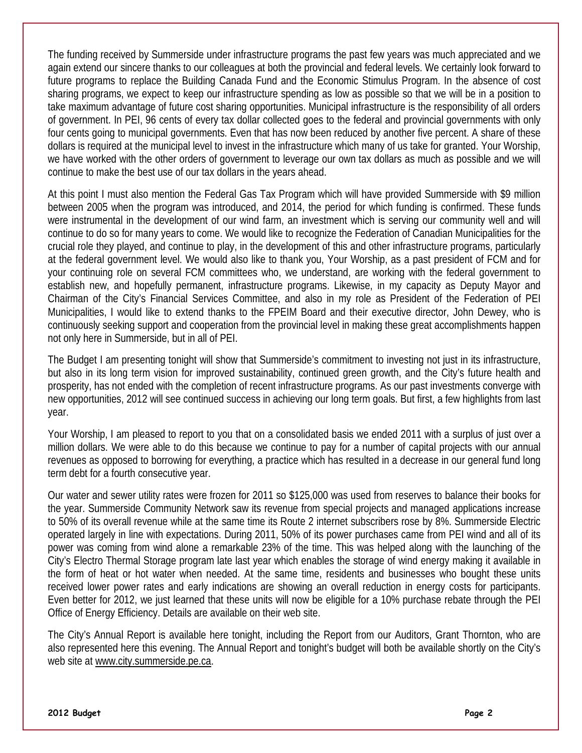The funding received by Summerside under infrastructure programs the past few years was much appreciated and we again extend our sincere thanks to our colleagues at both the provincial and federal levels. We certainly look forward to future programs to replace the Building Canada Fund and the Economic Stimulus Program. In the absence of cost sharing programs, we expect to keep our infrastructure spending as low as possible so that we will be in a position to take maximum advantage of future cost sharing opportunities. Municipal infrastructure is the responsibility of all orders of government. In PEI, 96 cents of every tax dollar collected goes to the federal and provincial governments with only four cents going to municipal governments. Even that has now been reduced by another five percent. A share of these dollars is required at the municipal level to invest in the infrastructure which many of us take for granted. Your Worship, we have worked with the other orders of government to leverage our own tax dollars as much as possible and we will continue to make the best use of our tax dollars in the years ahead.

At this point I must also mention the Federal Gas Tax Program which will have provided Summerside with $9 million between 2005 when the program was introduced, and 2014, the period for which funding is confirmed. These funds were instrumental in the development of our wind farm, an investment which is serving our community well and will continue to do so for many years to come. We would like to recognize the Federation of Canadian Municipalities for the crucial role they played, and continue to play, in the development of this and other infrastructure programs, particularly at the federal government level. We would also like to thank you, Your Worship, as a past president of FCM and for your continuing role on several FCM committees who, we understand, are working with the federal government to establish new, and hopefully permanent, infrastructure programs. Likewise, in my capacity as Deputy Mayor and Chairman of the City's Financial Services Committee, and also in my role as President of the Federation of PEI Municipalities, I would like to extend thanks to the FPEIM Board and their executive director, John Dewey, who is continuously seeking support and cooperation from the provincial level in making these great accomplishments happen not only here in Summerside, but in all of PEI.

The Budget I am presenting tonight will show that Summerside's commitment to investing not just in its infrastructure, but also in its long term vision for improved sustainability, continued green growth, and the City's future health and prosperity, has not ended with the completion of recent infrastructure programs. As our past investments converge with new opportunities, 2012 will see continued success in achieving our long term goals. But first, a few highlights from last year.

Your Worship, I am pleased to report to you that on a consolidated basis we ended 2011 with a surplus of just over a million dollars. We were able to do this because we continue to pay for a number of capital projects with our annual revenues as opposed to borrowing for everything, a practice which has resulted in a decrease in our general fund long term debt for a fourth consecutive year.

Our water and sewer utility rates were frozen for 2011 so $125,000 was used from reserves to balance their books for the year. Summerside Community Network saw its revenue from special projects and managed applications increase to 50% of its overall revenue while at the same time its Route 2 internet subscribers rose by 8%. Summerside Electric operated largely in line with expectations. During 2011, 50% of its power purchases came from PEI wind and all of its power was coming from wind alone a remarkable 23% of the time. This was helped along with the launching of the City's Electro Thermal Storage program late last year which enables the storage of wind energy making it available in the form of heat or hot water when needed. At the same time, residents and businesses who bought these units received lower power rates and early indications are showing an overall reduction in energy costs for participants. Even better for 2012, we just learned that these units will now be eligible for a 10% purchase rebate through the PEI Office of Energy Efficiency. Details are available on their web site.

The City's Annual Report is available here tonight, including the Report from our Auditors, Grant Thornton, who are also represented here this evening. The Annual Report and tonight's budget will both be available shortly on the City's web site at www.city.summerside.pe.ca.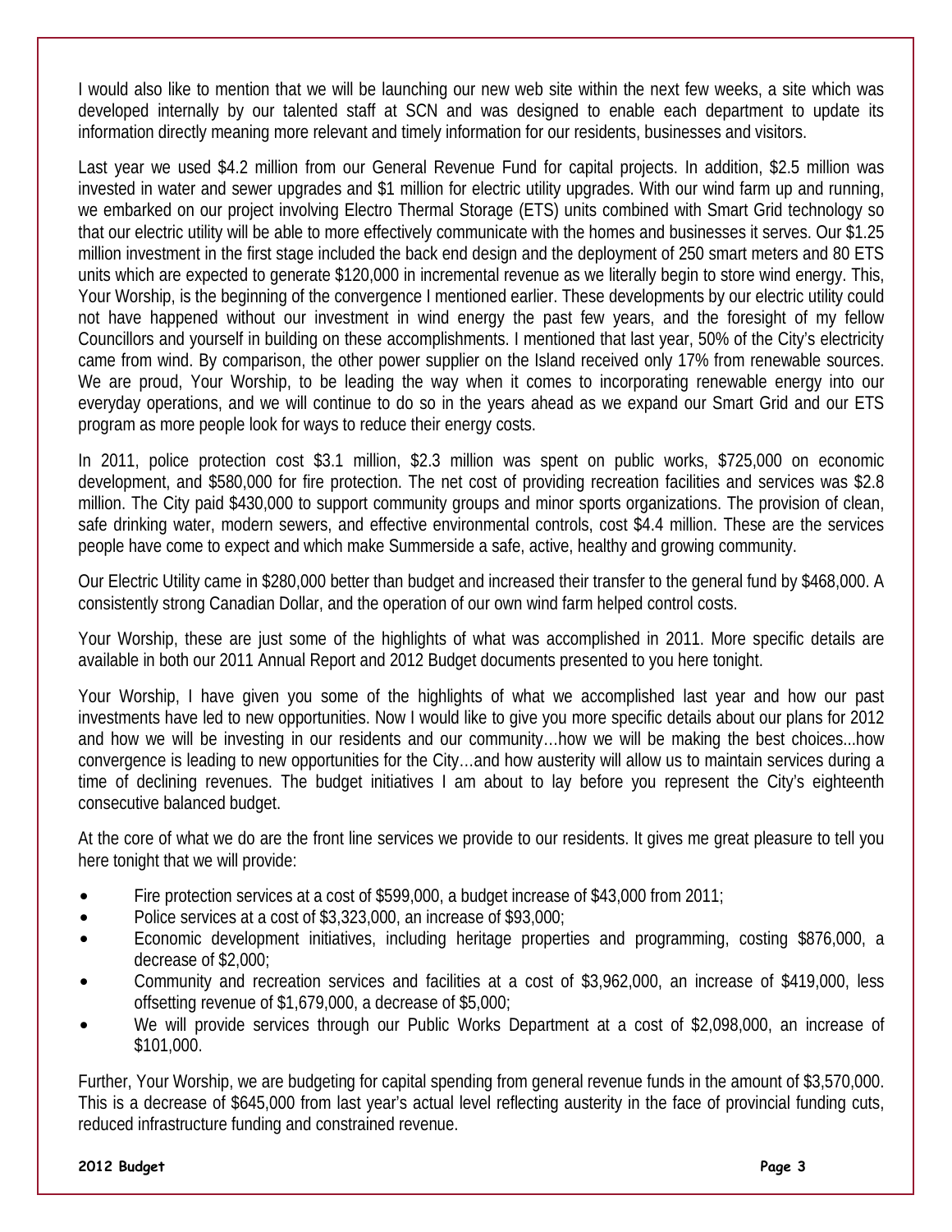I would also like to mention that we will be launching our new web site within the next few weeks, a site which was developed internally by our talented staff at SCN and was designed to enable each department to update its information directly meaning more relevant and timely information for our residents, businesses and visitors.

Last year we used $4.2 million from our General Revenue Fund for capital projects. In addition, $2.5 million was invested in water and sewer upgrades and $1 million for electric utility upgrades. With our wind farm up and running, we embarked on our project involving Electro Thermal Storage (ETS) units combined with Smart Grid technology so that our electric utility will be able to more effectively communicate with the homes and businesses it serves. Our $1.25 million investment in the first stage included the back end design and the deployment of 250 smart meters and 80 ETS units which are expected to generate $120,000 in incremental revenue as we literally begin to store wind energy. This, Your Worship, is the beginning of the convergence I mentioned earlier. These developments by our electric utility could not have happened without our investment in wind energy the past few years, and the foresight of my fellow Councillors and yourself in building on these accomplishments. I mentioned that last year, 50% of the City's electricity came from wind. By comparison, the other power supplier on the Island received only 17% from renewable sources. We are proud, Your Worship, to be leading the way when it comes to incorporating renewable energy into our everyday operations, and we will continue to do so in the years ahead as we expand our Smart Grid and our ETS program as more people look for ways to reduce their energy costs.

In 2011, police protection cost $3.1 million, $2.3 million was spent on public works, $725,000 on economic development, and $580,000 for fire protection. The net cost of providing recreation facilities and services was $2.8 million. The City paid $430,000 to support community groups and minor sports organizations. The provision of clean, safe drinking water, modern sewers, and effective environmental controls, cost $4.4 million. These are the services people have come to expect and which make Summerside a safe, active, healthy and growing community.

Our Electric Utility came in $280,000 better than budget and increased their transfer to the general fund by $468,000. A consistently strong Canadian Dollar, and the operation of our own wind farm helped control costs.

Your Worship, these are just some of the highlights of what was accomplished in 2011. More specific details are available in both our 2011 Annual Report and 2012 Budget documents presented to you here tonight.

Your Worship, I have given you some of the highlights of what we accomplished last year and how our past investments have led to new opportunities. Now I would like to give you more specific details about our plans for 2012 and how we will be investing in our residents and our community…how we will be making the best choices...how convergence is leading to new opportunities for the City…and how austerity will allow us to maintain services during a time of declining revenues. The budget initiatives I am about to lay before you represent the City's eighteenth consecutive balanced budget.

At the core of what we do are the front line services we provide to our residents. It gives me great pleasure to tell you here tonight that we will provide:

- Fire protection services at a cost of $599,000, a budget increase of $43,000 from 2011;
- Police services at a cost of $3,323,000, an increase of $93,000;
- Economic development initiatives, including heritage properties and programming, costing $876,000, a decrease of $2,000;
- Community and recreation services and facilities at a cost of $3,962,000, an increase of $419,000, less offsetting revenue of $1,679,000, a decrease of $5,000;
- We will provide services through our Public Works Department at a cost of $2,098,000, an increase of $101,000.

Further, Your Worship, we are budgeting for capital spending from general revenue funds in the amount of $3,570,000. This is a decrease of $645,000 from last year's actual level reflecting austerity in the face of provincial funding cuts, reduced infrastructure funding and constrained revenue.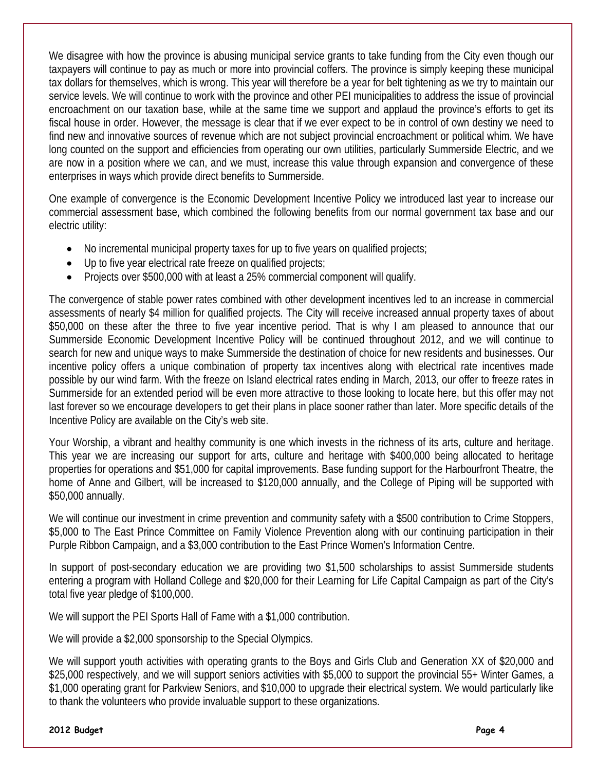We disagree with how the province is abusing municipal service grants to take funding from the City even though our taxpayers will continue to pay as much or more into provincial coffers. The province is simply keeping these municipal tax dollars for themselves, which is wrong. This year will therefore be a year for belt tightening as we try to maintain our service levels. We will continue to work with the province and other PEI municipalities to address the issue of provincial encroachment on our taxation base, while at the same time we support and applaud the province's efforts to get its fiscal house in order. However, the message is clear that if we ever expect to be in control of own destiny we need to find new and innovative sources of revenue which are not subject provincial encroachment or political whim. We have long counted on the support and efficiencies from operating our own utilities, particularly Summerside Electric, and we are now in a position where we can, and we must, increase this value through expansion and convergence of these enterprises in ways which provide direct benefits to Summerside.

One example of convergence is the Economic Development Incentive Policy we introduced last year to increase our commercial assessment base, which combined the following benefits from our normal government tax base and our electric utility:

- No incremental municipal property taxes for up to five years on qualified projects;
- Up to five year electrical rate freeze on qualified projects;
- Projects over $500,000 with at least a 25% commercial component will qualify.

The convergence of stable power rates combined with other development incentives led to an increase in commercial assessments of nearly $4 million for qualified projects. The City will receive increased annual property taxes of about $50,000 on these after the three to five year incentive period. That is why I am pleased to announce that our Summerside Economic Development Incentive Policy will be continued throughout 2012, and we will continue to search for new and unique ways to make Summerside the destination of choice for new residents and businesses. Our incentive policy offers a unique combination of property tax incentives along with electrical rate incentives made possible by our wind farm. With the freeze on Island electrical rates ending in March, 2013, our offer to freeze rates in Summerside for an extended period will be even more attractive to those looking to locate here, but this offer may not last forever so we encourage developers to get their plans in place sooner rather than later. More specific details of the Incentive Policy are available on the City's web site.

Your Worship, a vibrant and healthy community is one which invests in the richness of its arts, culture and heritage. This year we are increasing our support for arts, culture and heritage with $400,000 being allocated to heritage properties for operations and $51,000 for capital improvements. Base funding support for the Harbourfront Theatre, the home of Anne and Gilbert, will be increased to $120,000 annually, and the College of Piping will be supported with $50,000 annually.

We will continue our investment in crime prevention and community safety with a $500 contribution to Crime Stoppers, $5,000 to The East Prince Committee on Family Violence Prevention along with our continuing participation in their Purple Ribbon Campaign, and a $3,000 contribution to the East Prince Women's Information Centre.

In support of post-secondary education we are providing two $1,500 scholarships to assist Summerside students entering a program with Holland College and $20,000 for their Learning for Life Capital Campaign as part of the City's total five year pledge of $100,000.

We will support the PEI Sports Hall of Fame with a $1,000 contribution.

We will provide a $2,000 sponsorship to the Special Olympics.

We will support youth activities with operating grants to the Boys and Girls Club and Generation XX of $20,000 and $25,000 respectively, and we will support seniors activities with $5,000 to support the provincial 55+ Winter Games, a $1,000 operating grant for Parkview Seniors, and $10,000 to upgrade their electrical system. We would particularly like to thank the volunteers who provide invaluable support to these organizations.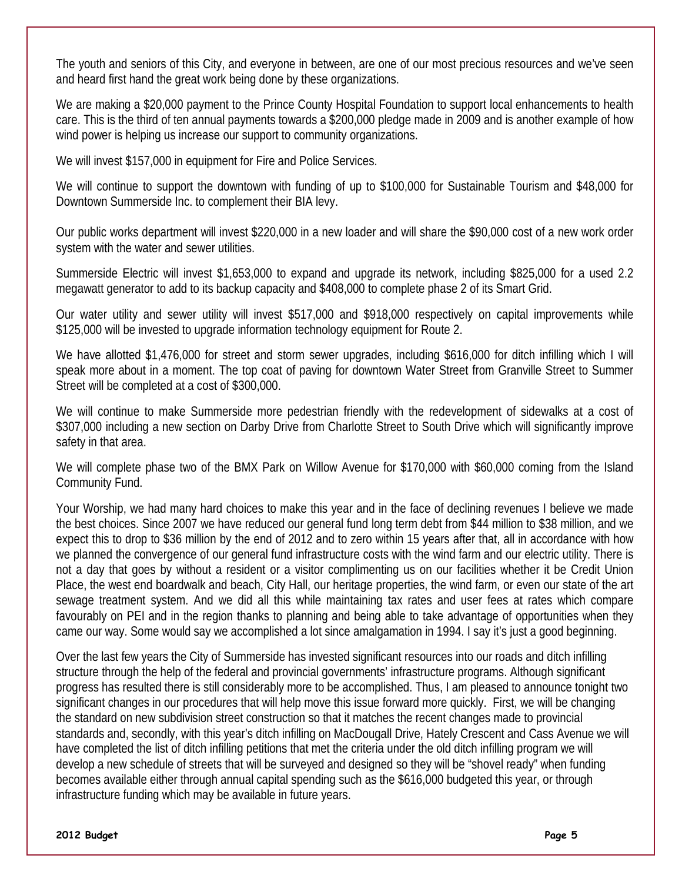The youth and seniors of this City, and everyone in between, are one of our most precious resources and we've seen and heard first hand the great work being done by these organizations.

We are making a $20,000 payment to the Prince County Hospital Foundation to support local enhancements to health care. This is the third of ten annual payments towards a $200,000 pledge made in 2009 and is another example of how wind power is helping us increase our support to community organizations.

We will invest $157,000 in equipment for Fire and Police Services.

We will continue to support the downtown with funding of up to $100,000 for Sustainable Tourism and $48,000 for Downtown Summerside Inc. to complement their BIA levy.

Our public works department will invest $220,000 in a new loader and will share the $90,000 cost of a new work order system with the water and sewer utilities.

Summerside Electric will invest $1,653,000 to expand and upgrade its network, including $825,000 for a used 2.2 megawatt generator to add to its backup capacity and $408,000 to complete phase 2 of its Smart Grid.

Our water utility and sewer utility will invest $517,000 and $918,000 respectively on capital improvements while $125,000 will be invested to upgrade information technology equipment for Route 2.

We have allotted $1,476,000 for street and storm sewer upgrades, including $616,000 for ditch infilling which I will speak more about in a moment. The top coat of paving for downtown Water Street from Granville Street to Summer Street will be completed at a cost of $300,000.

We will continue to make Summerside more pedestrian friendly with the redevelopment of sidewalks at a cost of $307,000 including a new section on Darby Drive from Charlotte Street to South Drive which will significantly improve safety in that area.

We will complete phase two of the BMX Park on Willow Avenue for $170,000 with $60,000 coming from the Island Community Fund.

Your Worship, we had many hard choices to make this year and in the face of declining revenues I believe we made the best choices. Since 2007 we have reduced our general fund long term debt from $44 million to $38 million, and we expect this to drop to $36 million by the end of 2012 and to zero within 15 years after that, all in accordance with how we planned the convergence of our general fund infrastructure costs with the wind farm and our electric utility. There is not a day that goes by without a resident or a visitor complimenting us on our facilities whether it be Credit Union Place, the west end boardwalk and beach, City Hall, our heritage properties, the wind farm, or even our state of the art sewage treatment system. And we did all this while maintaining tax rates and user fees at rates which compare favourably on PEI and in the region thanks to planning and being able to take advantage of opportunities when they came our way. Some would say we accomplished a lot since amalgamation in 1994. I say it's just a good beginning.

Over the last few years the City of Summerside has invested significant resources into our roads and ditch infilling structure through the help of the federal and provincial governments' infrastructure programs. Although significant progress has resulted there is still considerably more to be accomplished. Thus, I am pleased to announce tonight two significant changes in our procedures that will help move this issue forward more quickly. First, we will be changing the standard on new subdivision street construction so that it matches the recent changes made to provincial standards and, secondly, with this year's ditch infilling on MacDougall Drive, Hately Crescent and Cass Avenue we will have completed the list of ditch infilling petitions that met the criteria under the old ditch infilling program we will develop a new schedule of streets that will be surveyed and designed so they will be "shovel ready" when funding becomes available either through annual capital spending such as the $616,000 budgeted this year, or through infrastructure funding which may be available in future years.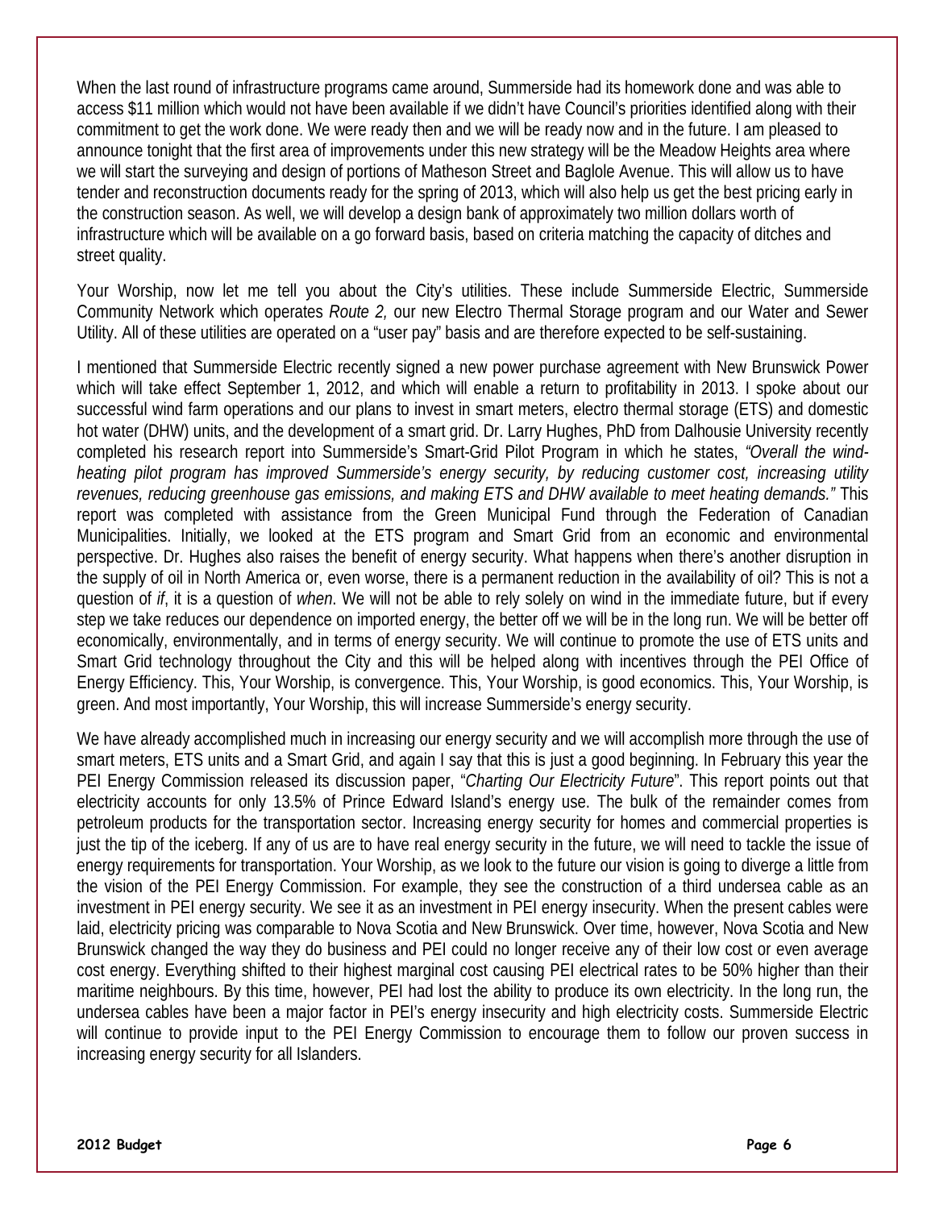When the last round of infrastructure programs came around, Summerside had its homework done and was able to access $11 million which would not have been available if we didn't have Council's priorities identified along with their commitment to get the work done. We were ready then and we will be ready now and in the future. I am pleased to announce tonight that the first area of improvements under this new strategy will be the Meadow Heights area where we will start the surveying and design of portions of Matheson Street and Baglole Avenue. This will allow us to have tender and reconstruction documents ready for the spring of 2013, which will also help us get the best pricing early in the construction season. As well, we will develop a design bank of approximately two million dollars worth of infrastructure which will be available on a go forward basis, based on criteria matching the capacity of ditches and street quality.

Your Worship, now let me tell you about the City's utilities. These include Summerside Electric, Summerside Community Network which operates *Route 2,* our new Electro Thermal Storage program and our Water and Sewer Utility. All of these utilities are operated on a "user pay" basis and are therefore expected to be self-sustaining.

I mentioned that Summerside Electric recently signed a new power purchase agreement with New Brunswick Power which will take effect September 1, 2012, and which will enable a return to profitability in 2013. I spoke about our successful wind farm operations and our plans to invest in smart meters, electro thermal storage (ETS) and domestic hot water (DHW) units, and the development of a smart grid. Dr. Larry Hughes, PhD from Dalhousie University recently completed his research report into Summerside's Smart-Grid Pilot Program in which he states, *"Overall the wind-heating pilot program has improved Summerside's energy security, by reducing customer cost, increasing utility revenues, reducing greenhouse gas emissions, and making ETS and DHW available to meet heating demands."* This report was completed with assistance from the Green Municipal Fund through the Federation of Canadian Municipalities. Initially, we looked at the ETS program and Smart Grid from an economic and environmental perspective. Dr. Hughes also raises the benefit of energy security. What happens when there's another disruption in the supply of oil in North America or, even worse, there is a permanent reduction in the availability of oil? This is not a question of *if*, it is a question of *when*. We will not be able to rely solely on wind in the immediate future, but if every step we take reduces our dependence on imported energy, the better off we will be in the long run. We will be better off economically, environmentally, and in terms of energy security. We will continue to promote the use of ETS units and Smart Grid technology throughout the City and this will be helped along with incentives through the PEI Office of Energy Efficiency. This, Your Worship, is convergence. This, Your Worship, is good economics. This, Your Worship, is green. And most importantly, Your Worship, this will increase Summerside's energy security.

We have already accomplished much in increasing our energy security and we will accomplish more through the use of smart meters, ETS units and a Smart Grid, and again I say that this is just a good beginning. In February this year the PEI Energy Commission released its discussion paper, "*Charting Our Electricity Future*". This report points out that electricity accounts for only 13.5% of Prince Edward Island's energy use. The bulk of the remainder comes from petroleum products for the transportation sector. Increasing energy security for homes and commercial properties is just the tip of the iceberg. If any of us are to have real energy security in the future, we will need to tackle the issue of energy requirements for transportation. Your Worship, as we look to the future our vision is going to diverge a little from the vision of the PEI Energy Commission. For example, they see the construction of a third undersea cable as an investment in PEI energy security. We see it as an investment in PEI energy insecurity. When the present cables were laid, electricity pricing was comparable to Nova Scotia and New Brunswick. Over time, however, Nova Scotia and New Brunswick changed the way they do business and PEI could no longer receive any of their low cost or even average cost energy. Everything shifted to their highest marginal cost causing PEI electrical rates to be 50% higher than their maritime neighbours. By this time, however, PEI had lost the ability to produce its own electricity. In the long run, the undersea cables have been a major factor in PEI's energy insecurity and high electricity costs. Summerside Electric will continue to provide input to the PEI Energy Commission to encourage them to follow our proven success in increasing energy security for all Islanders.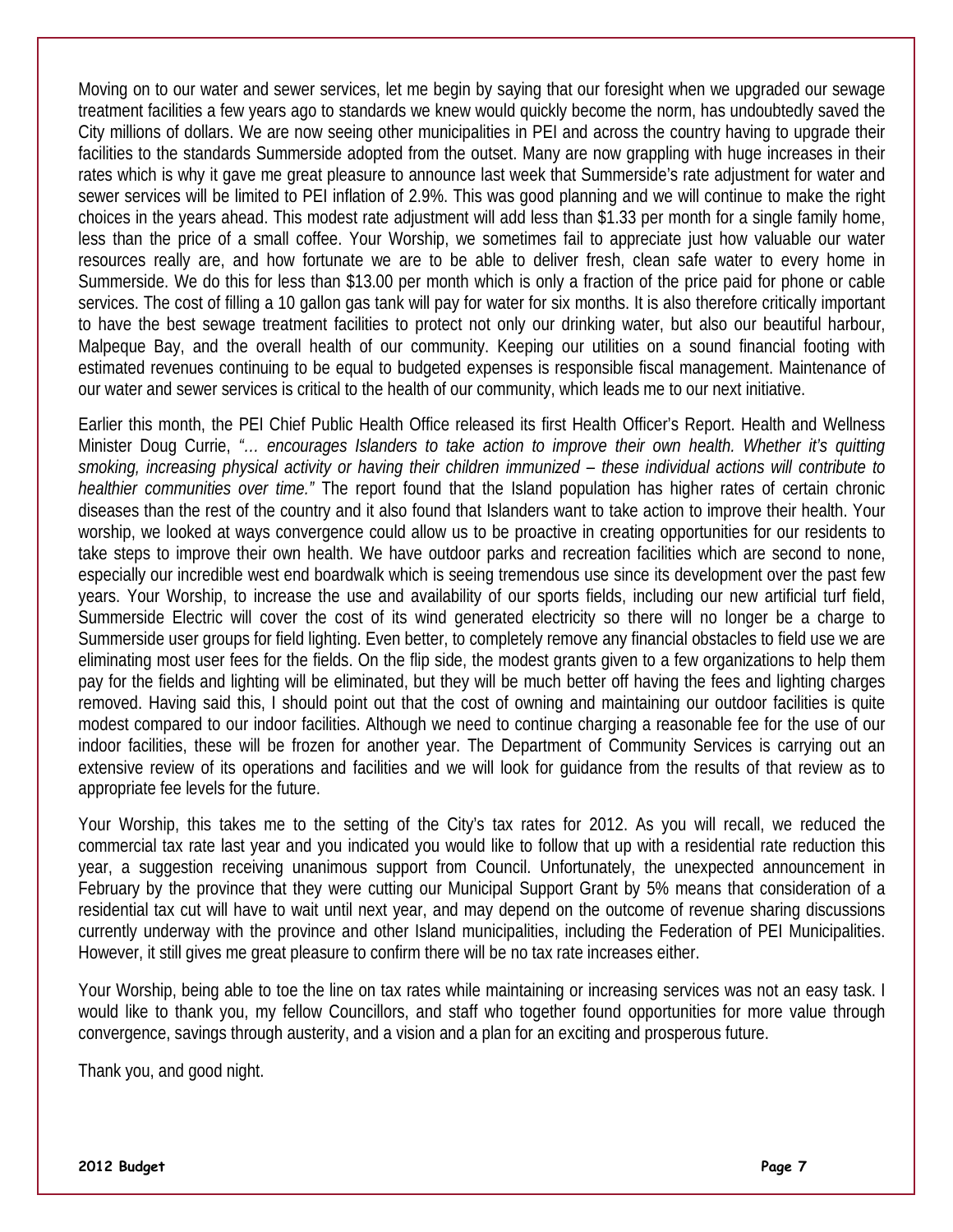Moving on to our water and sewer services, let me begin by saying that our foresight when we upgraded our sewage treatment facilities a few years ago to standards we knew would quickly become the norm, has undoubtedly saved the City millions of dollars. We are now seeing other municipalities in PEI and across the country having to upgrade their facilities to the standards Summerside adopted from the outset. Many are now grappling with huge increases in their rates which is why it gave me great pleasure to announce last week that Summerside's rate adjustment for water and sewer services will be limited to PEI inflation of 2.9%. This was good planning and we will continue to make the right choices in the years ahead. This modest rate adjustment will add less than $1.33 per month for a single family home, less than the price of a small coffee. Your Worship, we sometimes fail to appreciate just how valuable our water resources really are, and how fortunate we are to be able to deliver fresh, clean safe water to every home in Summerside. We do this for less than $13.00 per month which is only a fraction of the price paid for phone or cable services. The cost of filling a 10 gallon gas tank will pay for water for six months. It is also therefore critically important to have the best sewage treatment facilities to protect not only our drinking water, but also our beautiful harbour, Malpeque Bay, and the overall health of our community. Keeping our utilities on a sound financial footing with estimated revenues continuing to be equal to budgeted expenses is responsible fiscal management. Maintenance of our water and sewer services is critical to the health of our community, which leads me to our next initiative.

Earlier this month, the PEI Chief Public Health Office released its first Health Officer's Report. Health and Wellness Minister Doug Currie, *"… encourages Islanders to take action to improve their own health. Whether it's quitting smoking, increasing physical activity or having their children immunized – these individual actions will contribute to healthier communities over time."* The report found that the Island population has higher rates of certain chronic diseases than the rest of the country and it also found that Islanders want to take action to improve their health. Your worship, we looked at ways convergence could allow us to be proactive in creating opportunities for our residents to take steps to improve their own health. We have outdoor parks and recreation facilities which are second to none, especially our incredible west end boardwalk which is seeing tremendous use since its development over the past few years. Your Worship, to increase the use and availability of our sports fields, including our new artificial turf field, Summerside Electric will cover the cost of its wind generated electricity so there will no longer be a charge to Summerside user groups for field lighting. Even better, to completely remove any financial obstacles to field use we are eliminating most user fees for the fields. On the flip side, the modest grants given to a few organizations to help them pay for the fields and lighting will be eliminated, but they will be much better off having the fees and lighting charges removed. Having said this, I should point out that the cost of owning and maintaining our outdoor facilities is quite modest compared to our indoor facilities. Although we need to continue charging a reasonable fee for the use of our indoor facilities, these will be frozen for another year. The Department of Community Services is carrying out an extensive review of its operations and facilities and we will look for guidance from the results of that review as to appropriate fee levels for the future.

Your Worship, this takes me to the setting of the City's tax rates for 2012. As you will recall, we reduced the commercial tax rate last year and you indicated you would like to follow that up with a residential rate reduction this year, a suggestion receiving unanimous support from Council. Unfortunately, the unexpected announcement in February by the province that they were cutting our Municipal Support Grant by 5% means that consideration of a residential tax cut will have to wait until next year, and may depend on the outcome of revenue sharing discussions currently underway with the province and other Island municipalities, including the Federation of PEI Municipalities. However, it still gives me great pleasure to confirm there will be no tax rate increases either.

Your Worship, being able to toe the line on tax rates while maintaining or increasing services was not an easy task. I would like to thank you, my fellow Councillors, and staff who together found opportunities for more value through convergence, savings through austerity, and a vision and a plan for an exciting and prosperous future.

Thank you, and good night.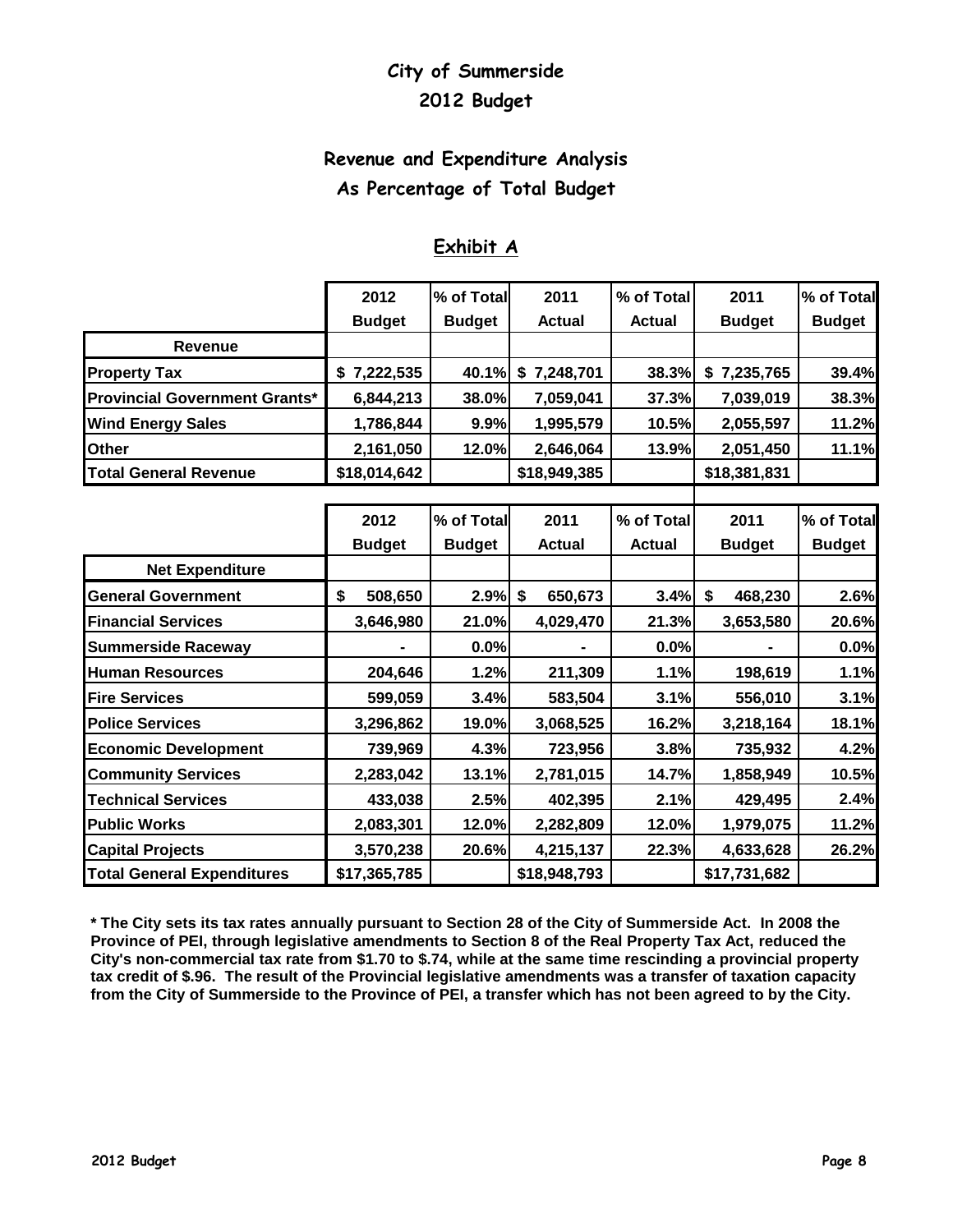# City of Summerside

## 2012 Budget

## Revenue and Expenditure Analysis
## As Percentage of Total Budget

### Exhibit A

| | 2012 Budget | % of Total Budget | 2011 Actual | % of Total Actual | 2011 Budget | % of Total Budget |
|---|---|---|---|---|---|---|
| **Revenue** | | | | | | |
| **Property Tax** | $ 7,222,535 | 40.1% | $ 7,248,701 | 38.3% | $ 7,235,765 | 39.4% |
| **Provincial Government Grants*** | 6,844,213 | 38.0% | 7,059,041 | 37.3% | 7,039,019 | 38.3% |
| **Wind Energy Sales** | 1,786,844 | 9.9% | 1,995,579 | 10.5% | 2,055,597 | 11.2% |
| **Other** | 2,161,050 | 12.0% | 2,646,064 | 13.9% | 2,051,450 | 11.1% |
| **Total General Revenue** | $18,014,642 | | $18,949,385 | | $18,381,831 | |

| | 2012 Budget | % of Total Budget | 2011 Actual | % of Total Actual | 2011 Budget | % of Total Budget |
|---|---|---|---|---|---|---|
| **Net Expenditure** | | | | | | |
| **General Government** | $ 508,650 | 2.9% | $ 650,673 | 3.4% | $ 468,230 | 2.6% |
| **Financial Services** | 3,646,980 | 21.0% | 4,029,470 | 21.3% | 3,653,580 | 20.6% |
| **Summerside Raceway** | - | 0.0% | - | 0.0% | - | 0.0% |
| **Human Resources** | 204,646 | 1.2% | 211,309 | 1.1% | 198,619 | 1.1% |
| **Fire Services** | 599,059 | 3.4% | 583,504 | 3.1% | 556,010 | 3.1% |
| **Police Services** | 3,296,862 | 19.0% | 3,068,525 | 16.2% | 3,218,164 | 18.1% |
| **Economic Development** | 739,969 | 4.3% | 723,956 | 3.8% | 735,932 | 4.2% |
| **Community Services** | 2,283,042 | 13.1% | 2,781,015 | 14.7% | 1,858,949 | 10.5% |
| **Technical Services** | 433,038 | 2.5% | 402,395 | 2.1% | 429,495 | 2.4% |
| **Public Works** | 2,083,301 | 12.0% | 2,282,809 | 12.0% | 1,979,075 | 11.2% |
| **Capital Projects** | 3,570,238 | 20.6% | 4,215,137 | 22.3% | 4,633,628 | 26.2% |
| **Total General Expenditures** | $17,365,785 | | $18,948,793 | | $17,731,682 | |

**\* The City sets its tax rates annually pursuant to Section 28 of the City of Summerside Act. In 2008 the Province of PEI, through legislative amendments to Section 8 of the Real Property Tax Act, reduced the City's non-commercial tax rate from $1.70 to $.74, while at the same time rescinding a provincial property tax credit of $.96. The result of the Provincial legislative amendments was a transfer of taxation capacity from the City of Summerside to the Province of PEI, a transfer which has not been agreed to by the City.**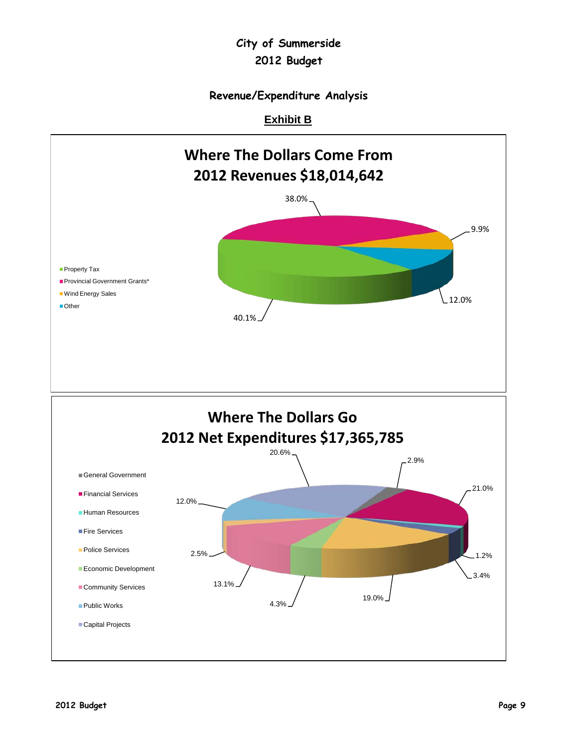# City of Summerside
## 2012 Budget

### Revenue/Expenditure Analysis

**Exhibit B**

**Where The Dollars Come From**
**2012 Revenues $18,014,642**

- Property Tax
- Provincial Government Grants*
- Wind Energy Sales
- Other

38.0%
9.9%
12.0%
40.1%

**Where The Dollars Go**
**2012 Net Expenditures $17,365,785**

- General Government
- Financial Services
- Human Resources
- Fire Services
- Police Services
- Economic Development
- Community Services
- Public Works
- Capital Projects

20.6%
2.9%
21.0%
12.0%
1.2%
2.5%
3.4%
13.1%
19.0%
4.3%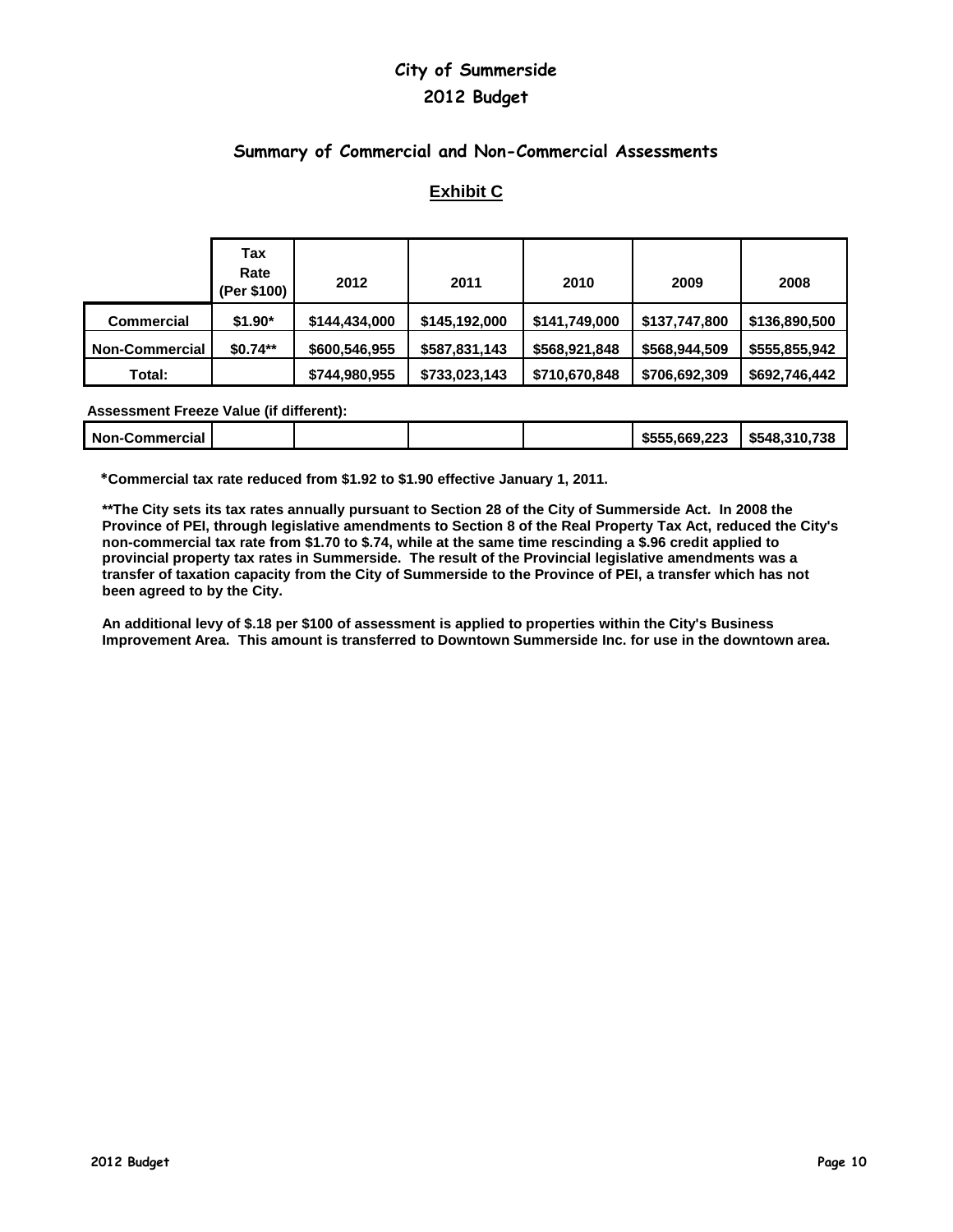# City of Summerside

## 2012 Budget

### Summary of Commercial and Non-Commercial Assessments

**Exhibit C**

| | Tax Rate (Per $100) | 2012 | 2011 | 2010 | 2009 | 2008 |
|---|---|---|---|---|---|---|
| **Commercial** | $1.90* | $144,434,000 | $145,192,000 | $141,749,000 | $137,747,800 | $136,890,500 |
| **Non-Commercial** | $0.74** | $600,546,955 | $587,831,143 | $568,921,848 | $568,944,509 | $555,855,942 |
| **Total:** | | $744,980,955 | $733,023,143 | $710,670,848 | $706,692,309 | $692,746,442 |

**Assessment Freeze Value (if different):**

| | | | | | | |
|---|---|---|---|---|---|---|
| **Non-Commercial** | | | | | $555,669,223 | $548,310,738 |

**\*Commercial tax rate reduced from $1.92 to $1.90 effective January 1, 2011.**

**\*\*The City sets its tax rates annually pursuant to Section 28 of the City of Summerside Act. In 2008 the Province of PEI, through legislative amendments to Section 8 of the Real Property Tax Act, reduced the City's non-commercial tax rate from $1.70 to $.74, while at the same time rescinding a $.96 credit applied to provincial property tax rates in Summerside. The result of the Provincial legislative amendments was a transfer of taxation capacity from the City of Summerside to the Province of PEI, a transfer which has not been agreed to by the City.**

**An additional levy of $.18 per $100 of assessment is applied to properties within the City's Business Improvement Area. This amount is transferred to Downtown Summerside Inc. for use in the downtown area.**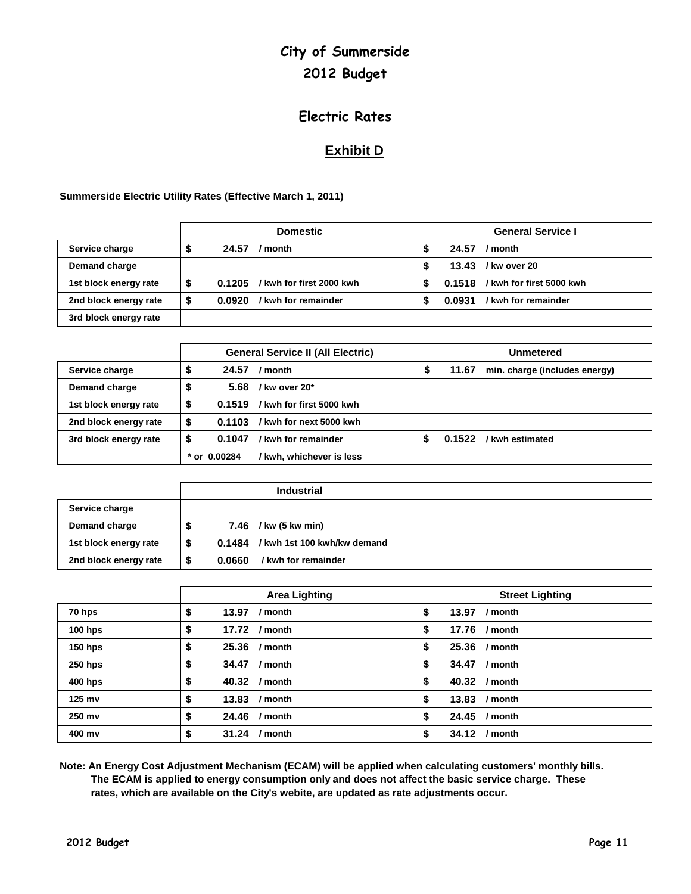# City of Summerside

## 2012 Budget

## Electric Rates

### Exhibit D

**Summerside Electric Utility Rates (Effective March 1, 2011)**

| | Domestic | General Service I |
|---|---|---|
| **Service charge** | $ 24.57 / month | $ 24.57 / month |
| **Demand charge** | | $ 13.43 / kw over 20 |
| **1st block energy rate** | $ 0.1205 / kwh for first 2000 kwh | $ 0.1518 / kwh for first 5000 kwh |
| **2nd block energy rate** | $ 0.0920 / kwh for remainder | $ 0.0931 / kwh for remainder |
| **3rd block energy rate** | | |

| | General Service II (All Electric) | Unmetered |
|---|---|---|
| **Service charge** | $ 24.57 / month | $ 11.67 min. charge (includes energy) |
| **Demand charge** | $ 5.68 / kw over 20* | |
| **1st block energy rate** | $ 0.1519 / kwh for first 5000 kwh | |
| **2nd block energy rate** | $ 0.1103 / kwh for next 5000 kwh | |
| **3rd block energy rate** | $ 0.1047 / kwh for remainder | $ 0.1522 / kwh estimated |
| | * or 0.00284 / kwh, whichever is less | |

| | Industrial | |
|---|---|---|
| **Service charge** | | |
| **Demand charge** | $ 7.46 / kw (5 kw min) | |
| **1st block energy rate** | $ 0.1484 / kwh 1st 100 kwh/kw demand | |
| **2nd block energy rate** | $ 0.0660 / kwh for remainder | |

| | Area Lighting | Street Lighting |
|---|---|---|
| **70 hps** | $ 13.97 / month | $ 13.97 / month |
| **100 hps** | $ 17.72 / month | $ 17.76 / month |
| **150 hps** | $ 25.36 / month | $ 25.36 / month |
| **250 hps** | $ 34.47 / month | $ 34.47 / month |
| **400 hps** | $ 40.32 / month | $ 40.32 / month |
| **125 mv** | $ 13.83 / month | $ 13.83 / month |
| **250 mv** | $ 24.46 / month | $ 24.45 / month |
| **400 mv** | $ 31.24 / month | $ 34.12 / month |

**Note: An Energy Cost Adjustment Mechanism (ECAM) will be applied when calculating customers' monthly bills. The ECAM is applied to energy consumption only and does not affect the basic service charge. These rates, which are available on the City's webite, are updated as rate adjustments occur.**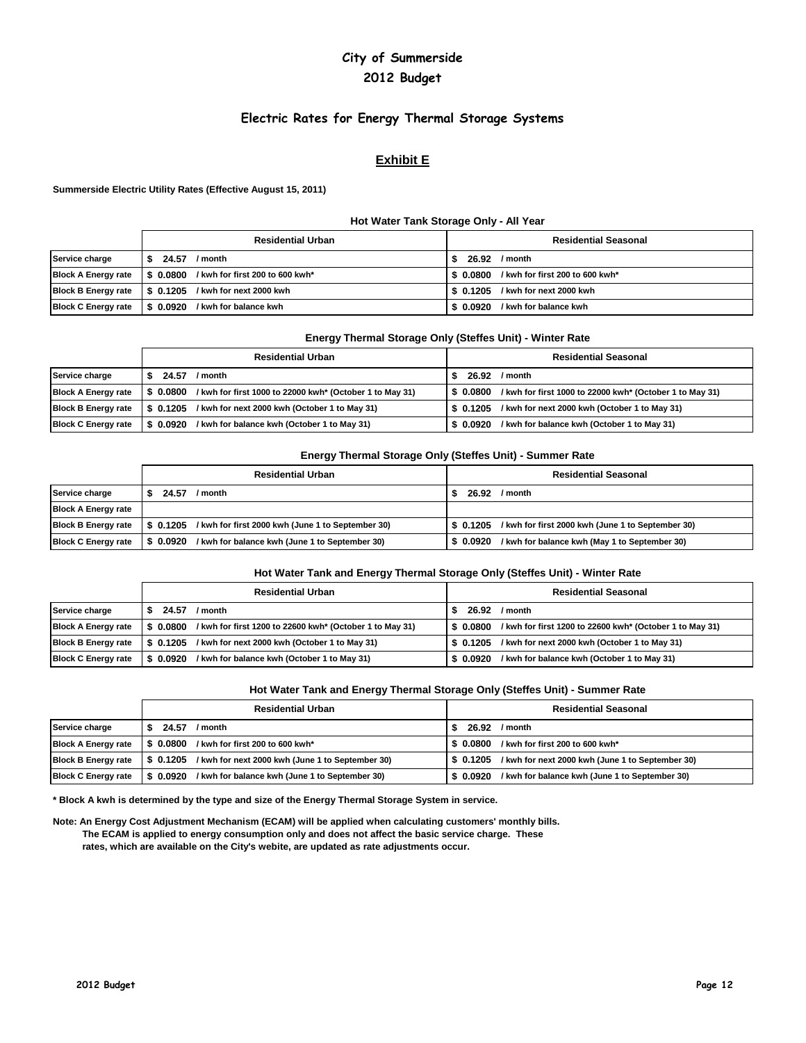# City of Summerside
## 2012 Budget

## Electric Rates for Energy Thermal Storage Systems

## Exhibit E

**Summerside Electric Utility Rates (Effective August 15, 2011)**

### Hot Water Tank Storage Only - All Year

| | Residential Urban | Residential Seasonal |
|---|---|---|
| Service charge | $ 24.57 / month | $ 26.92 / month |
| Block A Energy rate | $ 0.0800 / kwh for first 200 to 600 kwh* | $ 0.0800 / kwh for first 200 to 600 kwh* |
| Block B Energy rate | $ 0.1205 / kwh for next 2000 kwh | $ 0.1205 / kwh for next 2000 kwh |
| Block C Energy rate | $ 0.0920 / kwh for balance kwh | $ 0.0920 / kwh for balance kwh |

### Energy Thermal Storage Only (Steffes Unit) - Winter Rate

| | Residential Urban | Residential Seasonal |
|---|---|---|
| Service charge | $ 24.57 / month | $ 26.92 / month |
| Block A Energy rate | $ 0.0800 / kwh for first 1000 to 22000 kwh* (October 1 to May 31) | $ 0.0800 / kwh for first 1000 to 22000 kwh* (October 1 to May 31) |
| Block B Energy rate | $ 0.1205 / kwh for next 2000 kwh (October 1 to May 31) | $ 0.1205 / kwh for next 2000 kwh (October 1 to May 31) |
| Block C Energy rate | $ 0.0920 / kwh for balance kwh (October 1 to May 31) | $ 0.0920 / kwh for balance kwh (October 1 to May 31) |

### Energy Thermal Storage Only (Steffes Unit) - Summer Rate

| | Residential Urban | Residential Seasonal |
|---|---|---|
| Service charge | $ 24.57 / month | $ 26.92 / month |
| Block A Energy rate | | |
| Block B Energy rate | $ 0.1205 / kwh for first 2000 kwh (June 1 to September 30) | $ 0.1205 / kwh for first 2000 kwh (June 1 to September 30) |
| Block C Energy rate | $ 0.0920 / kwh for balance kwh (June 1 to September 30) | $ 0.0920 / kwh for balance kwh (May 1 to September 30) |

### Hot Water Tank and Energy Thermal Storage Only (Steffes Unit) - Winter Rate

| | Residential Urban | Residential Seasonal |
|---|---|---|
| Service charge | $ 24.57 / month | $ 26.92 / month |
| Block A Energy rate | $ 0.0800 / kwh for first 1200 to 22600 kwh* (October 1 to May 31) | $ 0.0800 / kwh for first 1200 to 22600 kwh* (October 1 to May 31) |
| Block B Energy rate | $ 0.1205 / kwh for next 2000 kwh (October 1 to May 31) | $ 0.1205 / kwh for next 2000 kwh (October 1 to May 31) |
| Block C Energy rate | $ 0.0920 / kwh for balance kwh (October 1 to May 31) | $ 0.0920 / kwh for balance kwh (October 1 to May 31) |

### Hot Water Tank and Energy Thermal Storage Only (Steffes Unit) - Summer Rate

| | Residential Urban | Residential Seasonal |
|---|---|---|
| Service charge | $ 24.57 / month | $ 26.92 / month |
| Block A Energy rate | $ 0.0800 / kwh for first 200 to 600 kwh* | $ 0.0800 / kwh for first 200 to 600 kwh* |
| Block B Energy rate | $ 0.1205 / kwh for next 2000 kwh (June 1 to September 30) | $ 0.1205 / kwh for next 2000 kwh (June 1 to September 30) |
| Block C Energy rate | $ 0.0920 / kwh for balance kwh (June 1 to September 30) | $ 0.0920 / kwh for balance kwh (June 1 to September 30) |

**\* Block A kwh is determined by the type and size of the Energy Thermal Storage System in service.**

**Note: An Energy Cost Adjustment Mechanism (ECAM) will be applied when calculating customers' monthly bills. The ECAM is applied to energy consumption only and does not affect the basic service charge. These rates, which are available on the City's webite, are updated as rate adjustments occur.**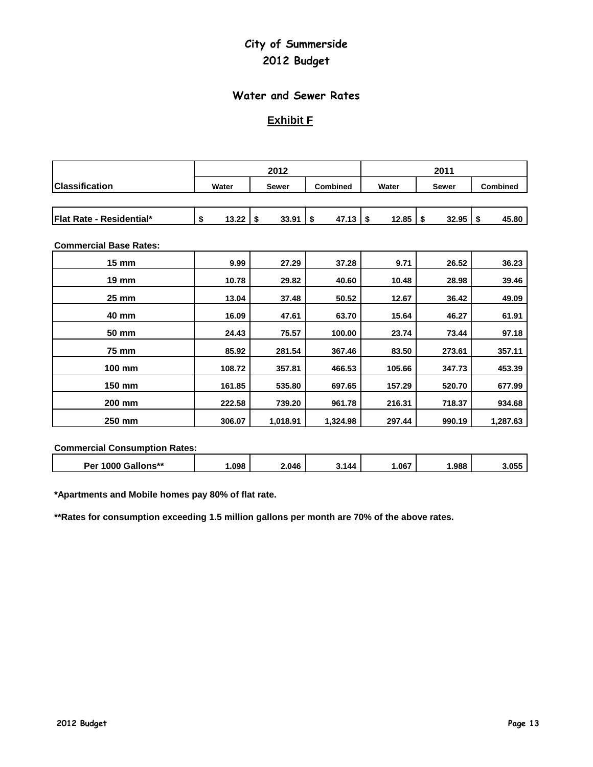# City of Summerside
# 2012 Budget

## Water and Sewer Rates

## Exhibit F

| Classification | 2012 | | | 2011 | | |
|---|---|---|---|---|---|---|
| | Water | Sewer | Combined | Water | Sewer | Combined |
| Flat Rate - Residential* | $ 13.22 | $ 33.91 | $ 47.13 | $ 12.85 | $ 32.95 | $ 45.80 |
| **Commercial Base Rates:** | | | | | | |
| 15 mm | 9.99 | 27.29 | 37.28 | 9.71 | 26.52 | 36.23 |
| 19 mm | 10.78 | 29.82 | 40.60 | 10.48 | 28.98 | 39.46 |
| 25 mm | 13.04 | 37.48 | 50.52 | 12.67 | 36.42 | 49.09 |
| 40 mm | 16.09 | 47.61 | 63.70 | 15.64 | 46.27 | 61.91 |
| 50 mm | 24.43 | 75.57 | 100.00 | 23.74 | 73.44 | 97.18 |
| 75 mm | 85.92 | 281.54 | 367.46 | 83.50 | 273.61 | 357.11 |
| 100 mm | 108.72 | 357.81 | 466.53 | 105.66 | 347.73 | 453.39 |
| 150 mm | 161.85 | 535.80 | 697.65 | 157.29 | 520.70 | 677.99 |
| 200 mm | 222.58 | 739.20 | 961.78 | 216.31 | 718.37 | 934.68 |
| 250 mm | 306.07 | 1,018.91 | 1,324.98 | 297.44 | 990.19 | 1,287.63 |
| **Commercial Consumption Rates:** | | | | | | |
| Per 1000 Gallons** | 1.098 | 2.046 | 3.144 | 1.067 | 1.988 | 3.055 |

*Apartments and Mobile homes pay 80% of flat rate.

**Rates for consumption exceeding 1.5 million gallons per month are 70% of the above rates.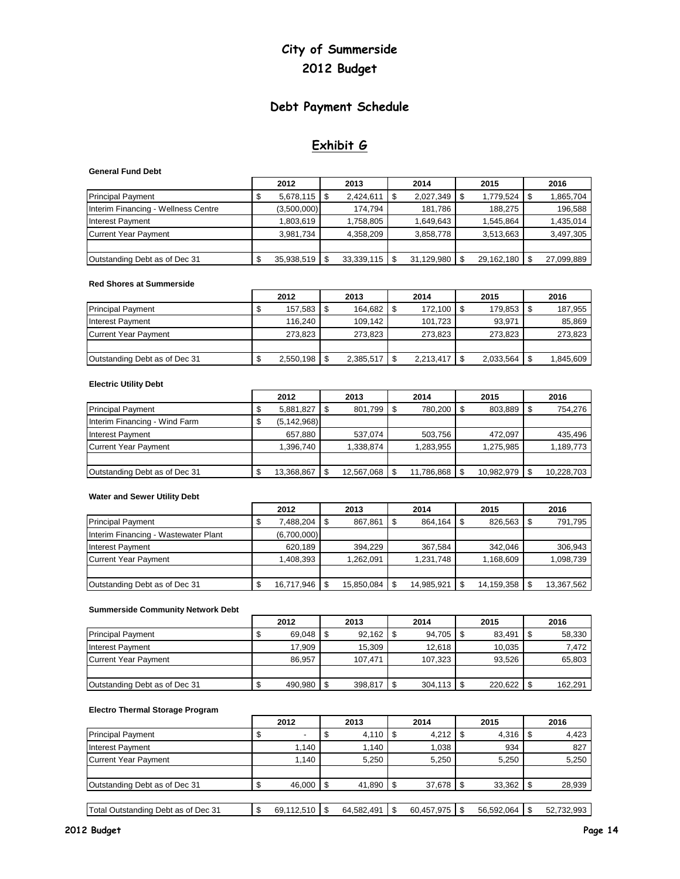# City of Summerside

# 2012 Budget

## Debt Payment Schedule

## Exhibit G

**General Fund Debt**

| | 2012 | 2013 | 2014 | 2015 | 2016 |
|---|---|---|---|---|---|
| Principal Payment | $ 5,678,115 | $ 2,424,611 | $ 2,027,349 | $ 1,779,524 | $ 1,865,704 |
| Interim Financing - Wellness Centre | (3,500,000) | 174,794 | 181,786 | 188,275 | 196,588 |
| Interest Payment | 1,803,619 | 1,758,805 | 1,649,643 | 1,545,864 | 1,435,014 |
| Current Year Payment | 3,981,734 | 4,358,209 | 3,858,778 | 3,513,663 | 3,497,305 |
| | | | | | |
| Outstanding Debt as of Dec 31 | $ 35,938,519 | $ 33,339,115 | $ 31,129,980 | $ 29,162,180 | $ 27,099,889 |

**Red Shores at Summerside**

| | 2012 | 2013 | 2014 | 2015 | 2016 |
|---|---|---|---|---|---|
| Principal Payment | $ 157,583 | $ 164,682 | $ 172,100 | $ 179,853 | $ 187,955 |
| Interest Payment | 116,240 | 109,142 | 101,723 | 93,971 | 85,869 |
| Current Year Payment | 273,823 | 273,823 | 273,823 | 273,823 | 273,823 |
| | | | | | |
| Outstanding Debt as of Dec 31 | $ 2,550,198 | $ 2,385,517 | $ 2,213,417 | $ 2,033,564 | $ 1,845,609 |

**Electric Utility Debt**

| | 2012 | 2013 | 2014 | 2015 | 2016 |
|---|---|---|---|---|---|
| Principal Payment | $ 5,881,827 | $ 801,799 | $ 780,200 | $ 803,889 | $ 754,276 |
| Interim Financing - Wind Farm | $ (5,142,968) | | | | |
| Interest Payment | 657,880 | 537,074 | 503,756 | 472,097 | 435,496 |
| Current Year Payment | 1,396,740 | 1,338,874 | 1,283,955 | 1,275,985 | 1,189,773 |
| | | | | | |
| Outstanding Debt as of Dec 31 | $ 13,368,867 | $ 12,567,068 | $ 11,786,868 | $ 10,982,979 | $ 10,228,703 |

**Water and Sewer Utility Debt**

| | 2012 | 2013 | 2014 | 2015 | 2016 |
|---|---|---|---|---|---|
| Principal Payment | $ 7,488,204 | $ 867,861 | $ 864,164 | $ 826,563 | $ 791,795 |
| Interim Financing - Wastewater Plant | (6,700,000) | | | | |
| Interest Payment | 620,189 | 394,229 | 367,584 | 342,046 | 306,943 |
| Current Year Payment | 1,408,393 | 1,262,091 | 1,231,748 | 1,168,609 | 1,098,739 |
| | | | | | |
| Outstanding Debt as of Dec 31 | $ 16,717,946 | $ 15,850,084 | $ 14,985,921 | $ 14,159,358 | $ 13,367,562 |

**Summerside Community Network Debt**

| | 2012 | 2013 | 2014 | 2015 | 2016 |
|---|---|---|---|---|---|
| Principal Payment | $ 69,048 | $ 92,162 | $ 94,705 | $ 83,491 | $ 58,330 |
| Interest Payment | 17,909 | 15,309 | 12,618 | 10,035 | 7,472 |
| Current Year Payment | 86,957 | 107,471 | 107,323 | 93,526 | 65,803 |
| | | | | | |
| Outstanding Debt as of Dec 31 | $ 490,980 | $ 398,817 | $ 304,113 | $ 220,622 | $ 162,291 |

**Electro Thermal Storage Program**

| | 2012 | 2013 | 2014 | 2015 | 2016 |
|---|---|---|---|---|---|
| Principal Payment | $ - | $ 4,110 | $ 4,212 | $ 4,316 | $ 4,423 |
| Interest Payment | 1,140 | 1,140 | 1,038 | 934 | 827 |
| Current Year Payment | 1,140 | 5,250 | 5,250 | 5,250 | 5,250 |
| | | | | | |
| Outstanding Debt as of Dec 31 | $ 46,000 | $ 41,890 | $ 37,678 | $ 33,362 | $ 28,939 |
| | | | | | |
| Total Outstanding Debt as of Dec 31 | $ 69,112,510 | $ 64,582,491 | $ 60,457,975 | $ 56,592,064 | $ 52,732,993 |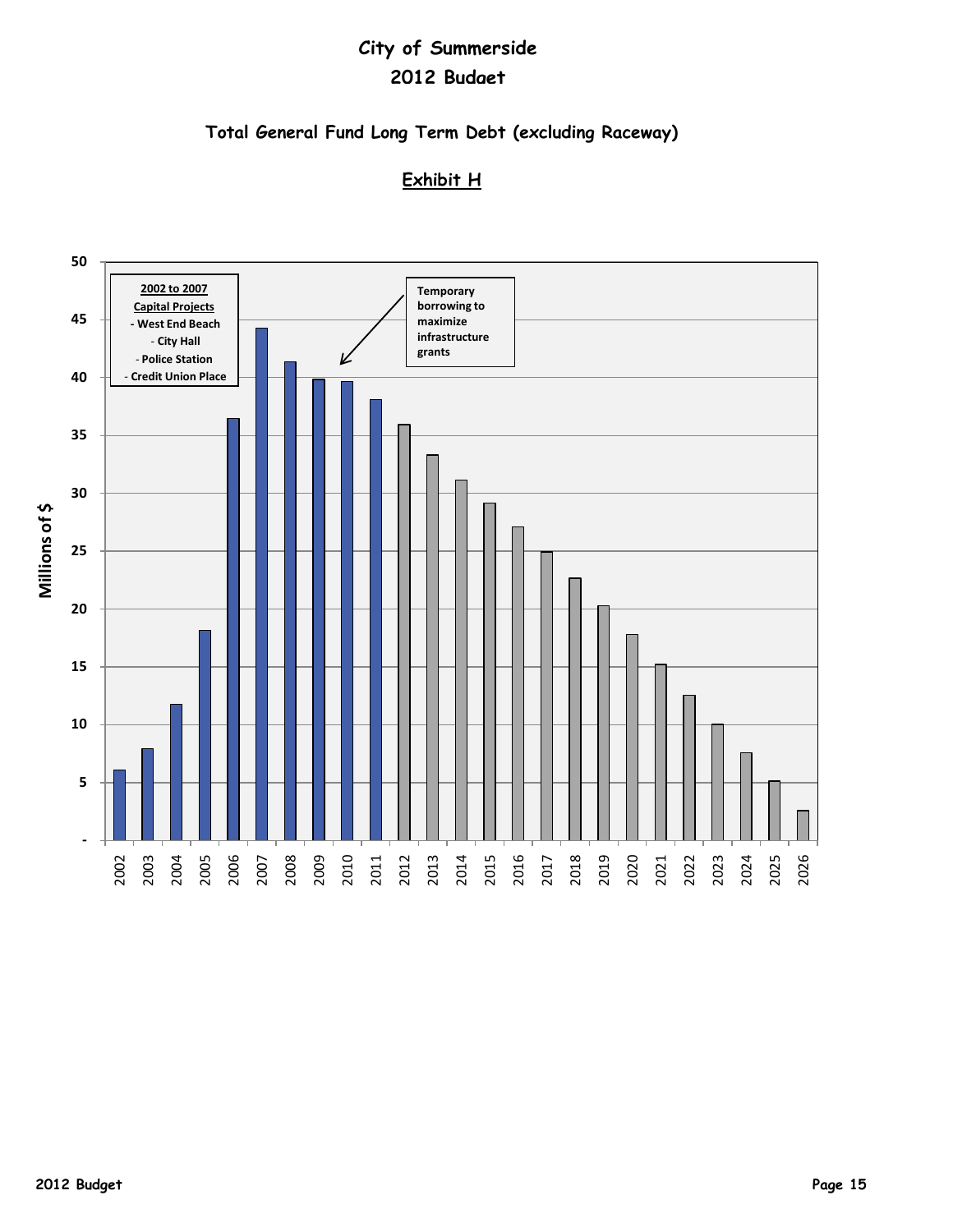# City of Summerside

## 2012 Budget

### Total General Fund Long Term Debt (excluding Raceway)

### Exhibit H

**2002 to 2007**
**Capital Projects**
- West End Beach
- City Hall
- Police Station
- Credit Union Place

**Temporary borrowing to maximize infrastructure grants**

Millions of $

| Year | 2002 | 2003 | 2004 | 2005 | 2006 | 2007 | 2008 | 2009 | 2010 | 2011 | 2012 | 2013 | 2014 | 2015 | 2016 | 2017 | 2018 | 2019 | 2020 | 2021 | 2022 | 2023 | 2024 | 2025 | 2026 |
|---|---|---|---|---|---|---|---|---|---|---|---|---|---|---|---|---|---|---|---|---|---|---|---|---|---|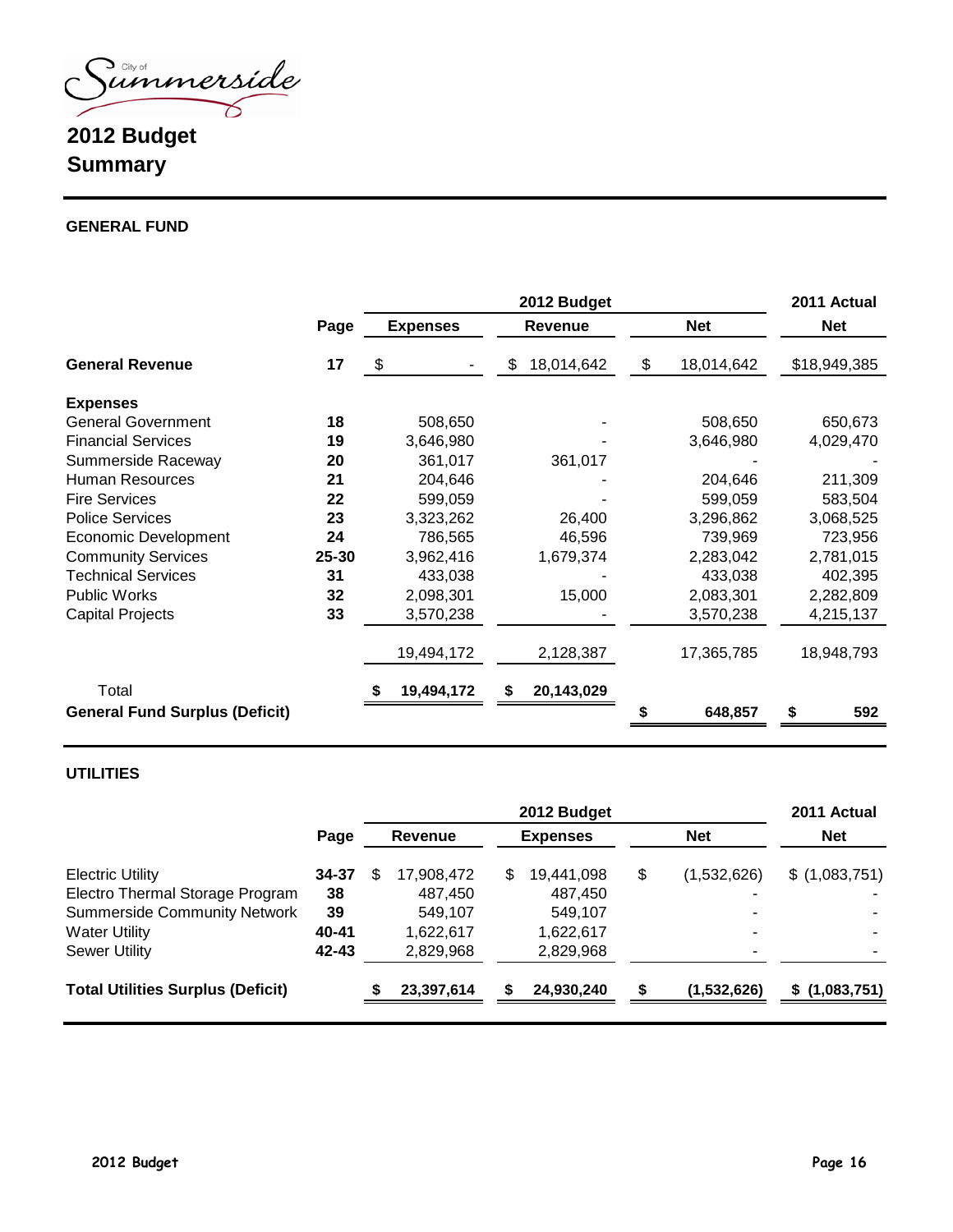City of Summerside

# 2012 Budget Summary

## GENERAL FUND

| | Page | 2012 Budget | | | 2011 Actual |
|---|---|---|---|---|---|
| | | Expenses | Revenue | Net | Net |
| **General Revenue** | **17** | $ - | $ 18,014,642 | $ 18,014,642 | $18,949,385 |
| **Expenses** | | | | | |
| General Government | **18** | 508,650 | - | 508,650 | 650,673 |
| Financial Services | **19** | 3,646,980 | - | 3,646,980 | 4,029,470 |
| Summerside Raceway | **20** | 361,017 | 361,017 | - | - |
| Human Resources | **21** | 204,646 | - | 204,646 | 211,309 |
| Fire Services | **22** | 599,059 | - | 599,059 | 583,504 |
| Police Services | **23** | 3,323,262 | 26,400 | 3,296,862 | 3,068,525 |
| Economic Development | **24** | 786,565 | 46,596 | 739,969 | 723,956 |
| Community Services | **25-30** | 3,962,416 | 1,679,374 | 2,283,042 | 2,781,015 |
| Technical Services | **31** | 433,038 | - | 433,038 | 402,395 |
| Public Works | **32** | 2,098,301 | 15,000 | 2,083,301 | 2,282,809 |
| Capital Projects | **33** | 3,570,238 | - | 3,570,238 | 4,215,137 |
| | | 19,494,172 | 2,128,387 | 17,365,785 | 18,948,793 |
| Total | | **$ 19,494,172** | **$ 20,143,029** | | |
| **General Fund Surplus (Deficit)** | | | | **$ 648,857** | **$ 592** |

## UTILITIES

| | Page | 2012 Budget | | | 2011 Actual |
|---|---|---|---|---|---|
| | | Revenue | Expenses | Net | Net |
| Electric Utility | **34-37** | $ 17,908,472 | $ 19,441,098 | $ (1,532,626) | $ (1,083,751) |
| Electro Thermal Storage Program | **38** | 487,450 | 487,450 | - | - |
| Summerside Community Network | **39** | 549,107 | 549,107 | - | - |
| Water Utility | **40-41** | 1,622,617 | 1,622,617 | - | - |
| Sewer Utility | **42-43** | 2,829,968 | 2,829,968 | - | - |
| **Total Utilities Surplus (Deficit)** | | **$ 23,397,614** | **$ 24,930,240** | **$ (1,532,626)** | **$ (1,083,751)** |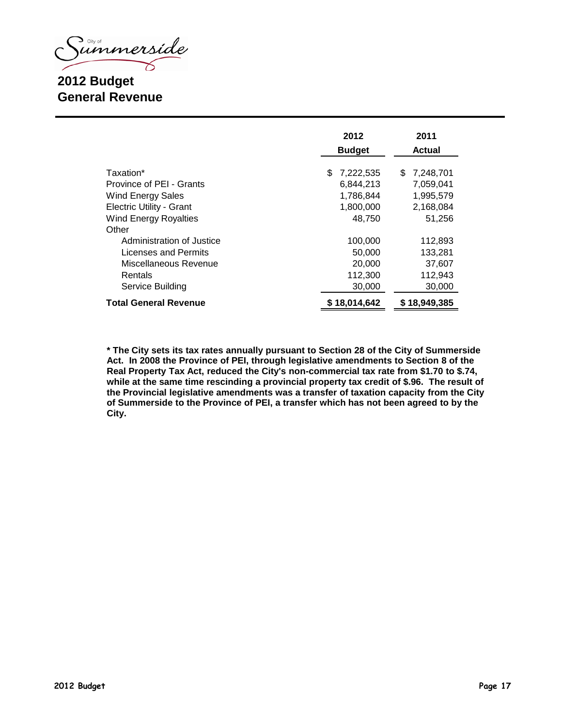# 2012 Budget
## General Revenue

| | 2012 Budget | 2011 Actual |
|---|---|---|
| Taxation* | $ 7,222,535 | $ 7,248,701 |
| Province of PEI - Grants | 6,844,213 | 7,059,041 |
| Wind Energy Sales | 1,786,844 | 1,995,579 |
| Electric Utility - Grant | 1,800,000 | 2,168,084 |
| Wind Energy Royalties | 48,750 | 51,256 |
| Other | | |
| Administration of Justice | 100,000 | 112,893 |
| Licenses and Permits | 50,000 | 133,281 |
| Miscellaneous Revenue | 20,000 | 37,607 |
| Rentals | 112,300 | 112,943 |
| Service Building | 30,000 | 30,000 |
| **Total General Revenue** | **$ 18,014,642** | **$ 18,949,385** |

**\* The City sets its tax rates annually pursuant to Section 28 of the City of Summerside Act. In 2008 the Province of PEI, through legislative amendments to Section 8 of the Real Property Tax Act, reduced the City's non-commercial tax rate from $1.70 to $.74, while at the same time rescinding a provincial property tax credit of $.96. The result of the Provincial legislative amendments was a transfer of taxation capacity from the City of Summerside to the Province of PEI, a transfer which has not been agreed to by the City.**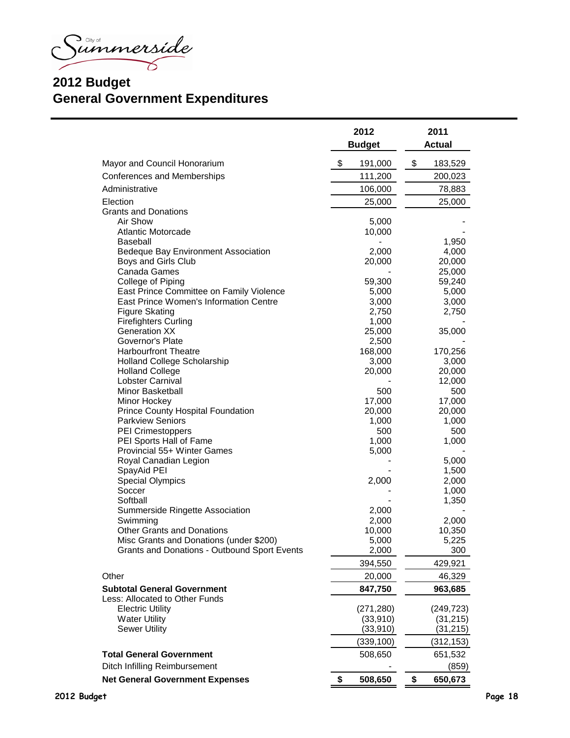City of Summerside

# 2012 Budget
## General Government Expenditures

| | 2012 Budget | 2011 Actual |
|---|---|---|
| Mayor and Council Honorarium | $ 191,000 | $ 183,529 |
| Conferences and Memberships | 111,200 | 200,023 |
| Administrative | 106,000 | 78,883 |
| Election | 25,000 | 25,000 |
| Grants and Donations | | |
| Air Show | 5,000 | - |
| Atlantic Motorcade | 10,000 | - |
| Baseball | - | 1,950 |
| Bedeque Bay Environment Association | 2,000 | 4,000 |
| Boys and Girls Club | 20,000 | 20,000 |
| Canada Games | - | 25,000 |
| College of Piping | 59,300 | 59,240 |
| East Prince Committee on Family Violence | 5,000 | 5,000 |
| East Prince Women's Information Centre | 3,000 | 3,000 |
| Figure Skating | 2,750 | 2,750 |
| Firefighters Curling | 1,000 | - |
| Generation XX | 25,000 | 35,000 |
| Governor's Plate | 2,500 | - |
| Harbourfront Theatre | 168,000 | 170,256 |
| Holland College Scholarship | 3,000 | 3,000 |
| Holland College | 20,000 | 20,000 |
| Lobster Carnival | - | 12,000 |
| Minor Basketball | 500 | 500 |
| Minor Hockey | 17,000 | 17,000 |
| Prince County Hospital Foundation | 20,000 | 20,000 |
| Parkview Seniors | 1,000 | 1,000 |
| PEI Crimestoppers | 500 | 500 |
| PEI Sports Hall of Fame | 1,000 | 1,000 |
| Provincial 55+ Winter Games | 5,000 | - |
| Royal Canadian Legion | - | 5,000 |
| SpayAid PEI | - | 1,500 |
| Special Olympics | 2,000 | 2,000 |
| Soccer | - | 1,000 |
| Softball | - | 1,350 |
| Summerside Ringette Association | 2,000 | - |
| Swimming | 2,000 | 2,000 |
| Other Grants and Donations | 10,000 | 10,350 |
| Misc Grants and Donations (under $200) | 5,000 | 5,225 |
| Grants and Donations - Outbound Sport Events | 2,000 | 300 |
| | 394,550 | 429,921 |
| Other | 20,000 | 46,329 |
| **Subtotal General Government** | **847,750** | **963,685** |
| Less: Allocated to Other Funds | | |
| Electric Utility | (271,280) | (249,723) |
| Water Utility | (33,910) | (31,215) |
| Sewer Utility | (33,910) | (31,215) |
| | (339,100) | (312,153) |
| **Total General Government** | 508,650 | 651,532 |
| Ditch Infilling Reimbursement | - | (859) |
| **Net General Government Expenses** | **$ 508,650** | **$ 650,673** |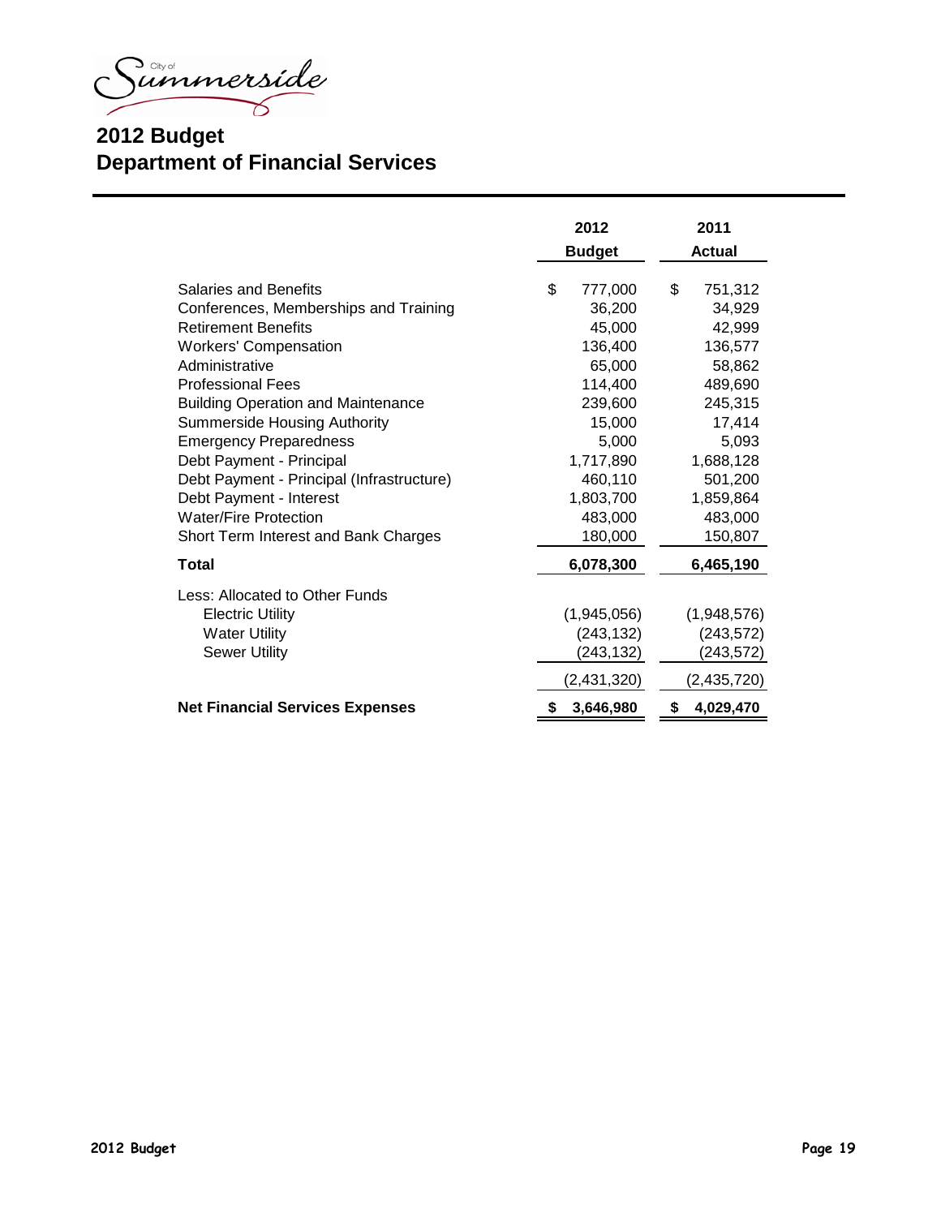# 2012 Budget
## Department of Financial Services

| | 2012 Budget | 2011 Actual |
|---|---|---|
| Salaries and Benefits | $ 777,000 | $ 751,312 |
| Conferences, Memberships and Training | 36,200 | 34,929 |
| Retirement Benefits | 45,000 | 42,999 |
| Workers' Compensation | 136,400 | 136,577 |
| Administrative | 65,000 | 58,862 |
| Professional Fees | 114,400 | 489,690 |
| Building Operation and Maintenance | 239,600 | 245,315 |
| Summerside Housing Authority | 15,000 | 17,414 |
| Emergency Preparedness | 5,000 | 5,093 |
| Debt Payment - Principal | 1,717,890 | 1,688,128 |
| Debt Payment - Principal (Infrastructure) | 460,110 | 501,200 |
| Debt Payment - Interest | 1,803,700 | 1,859,864 |
| Water/Fire Protection | 483,000 | 483,000 |
| Short Term Interest and Bank Charges | 180,000 | 150,807 |
| **Total** | **6,078,300** | **6,465,190** |
| Less: Allocated to Other Funds | | |
| Electric Utility | (1,945,056) | (1,948,576) |
| Water Utility | (243,132) | (243,572) |
| Sewer Utility | (243,132) | (243,572) |
| | (2,431,320) | (2,435,720) |
| **Net Financial Services Expenses** | **$ 3,646,980** | **$ 4,029,470** |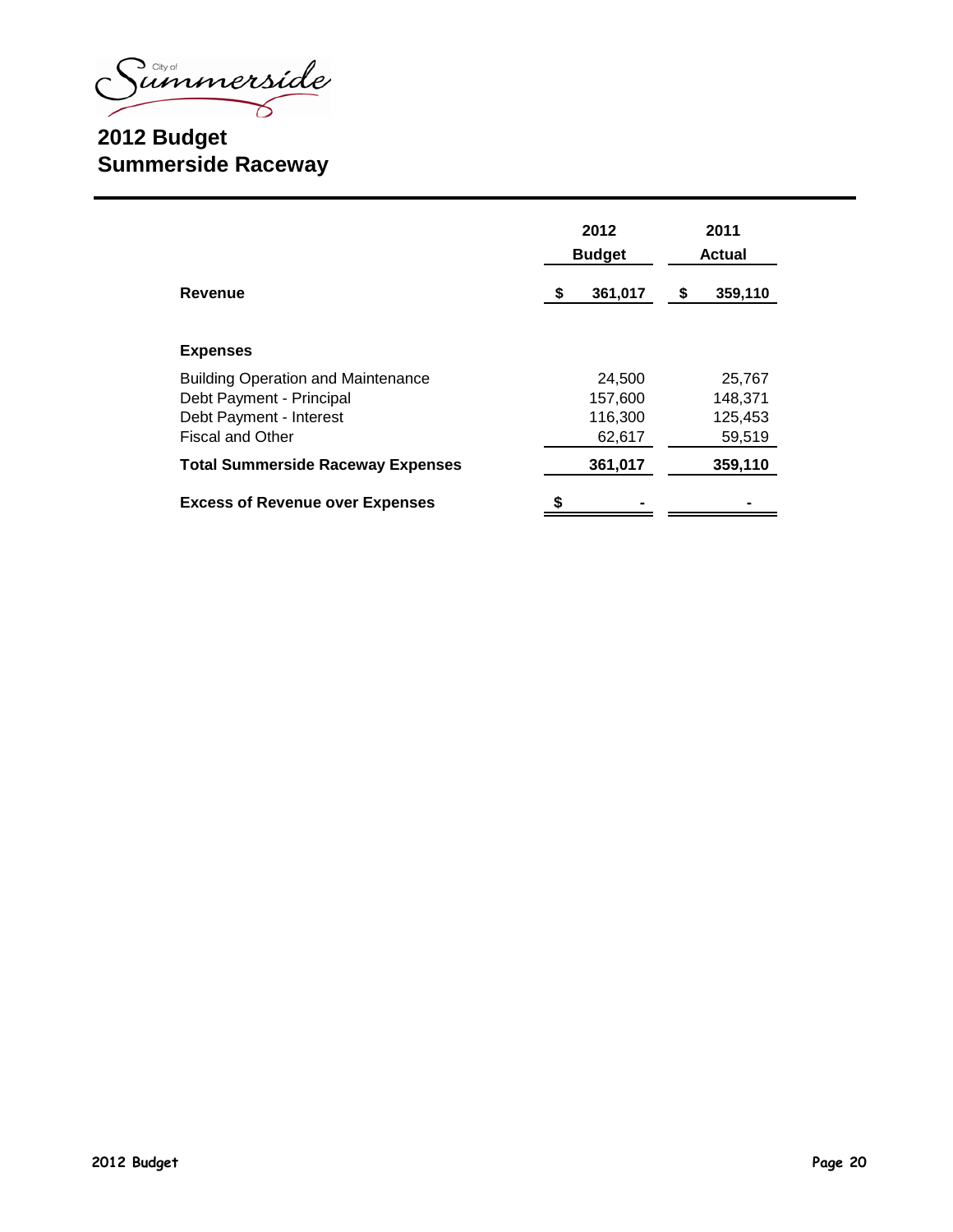City of Summerside

# 2012 Budget
## Summerside Raceway

| | 2012 Budget | 2011 Actual |
|---|---|---|
| **Revenue** | **$ 361,017** | **$ 359,110** |
| | | |
| **Expenses** | | |
| Building Operation and Maintenance | 24,500 | 25,767 |
| Debt Payment - Principal | 157,600 | 148,371 |
| Debt Payment - Interest | 116,300 | 125,453 |
| Fiscal and Other | 62,617 | 59,519 |
| **Total Summerside Raceway Expenses** | **361,017** | **359,110** |
| **Excess of Revenue over Expenses** | **$ -** | **-** |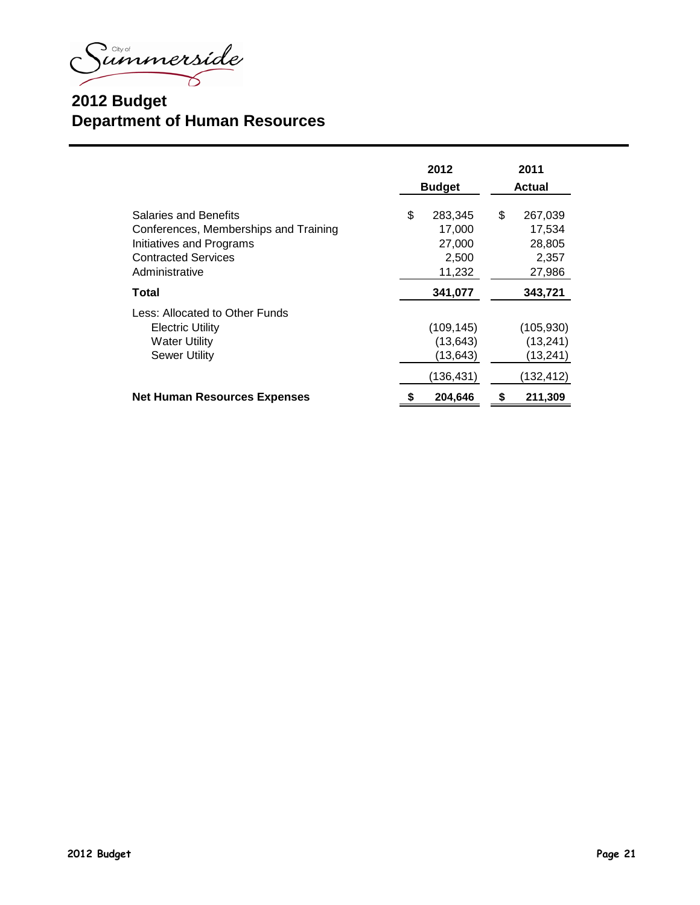City of Summerside

# 2012 Budget
# Department of Human Resources

| | 2012 Budget | 2011 Actual |
|---|---|---|
| Salaries and Benefits | $ 283,345 | $ 267,039 |
| Conferences, Memberships and Training | 17,000 | 17,534 |
| Initiatives and Programs | 27,000 | 28,805 |
| Contracted Services | 2,500 | 2,357 |
| Administrative | 11,232 | 27,986 |
| **Total** | **341,077** | **343,721** |
| Less: Allocated to Other Funds | | |
| Electric Utility | (109,145) | (105,930) |
| Water Utility | (13,643) | (13,241) |
| Sewer Utility | (13,643) | (13,241) |
| | (136,431) | (132,412) |
| **Net Human Resources Expenses** | **$ 204,646** | **$ 211,309** |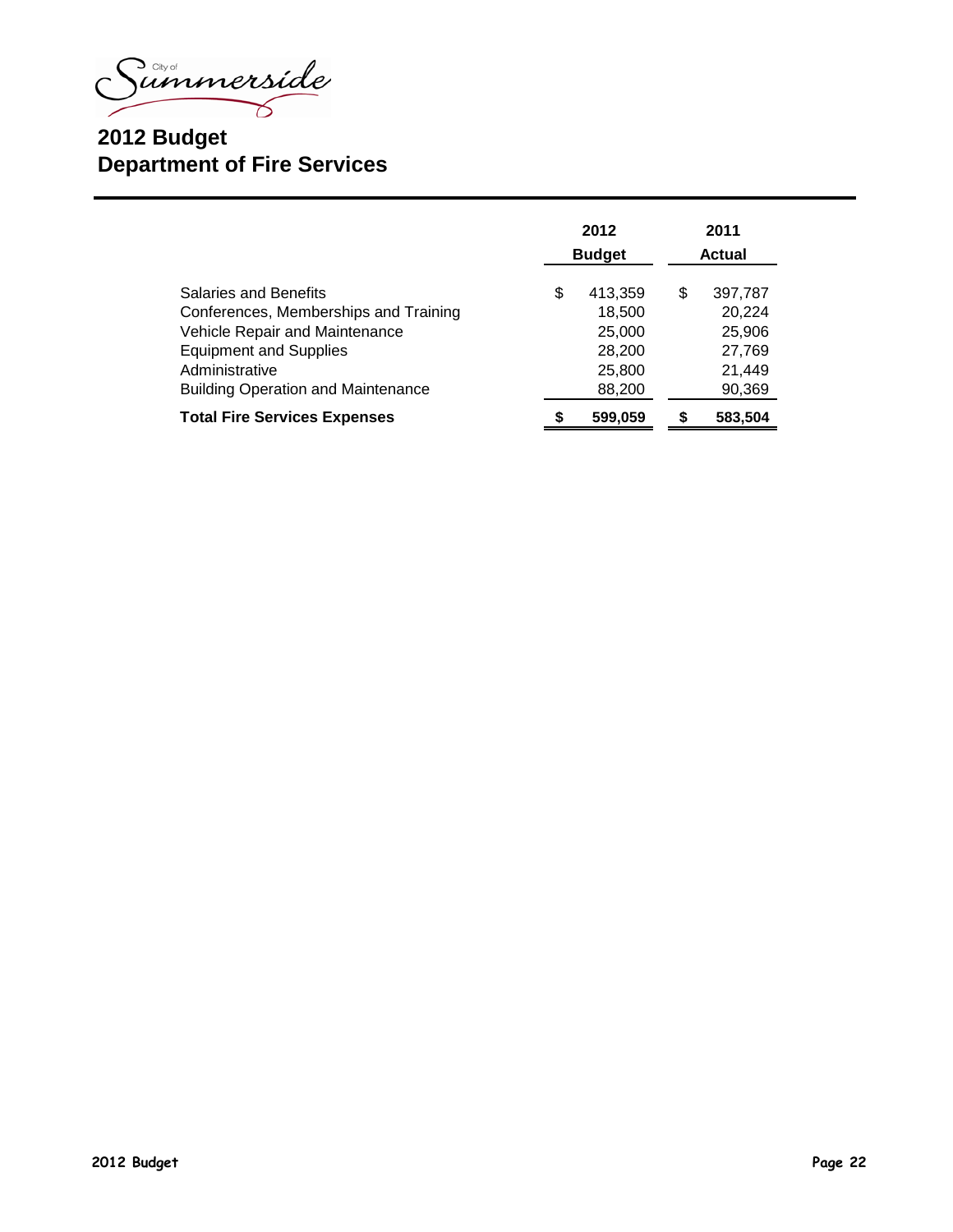City of Summerside

# 2012 Budget
## Department of Fire Services

| | 2012 Budget | 2011 Actual |
|---|---|---|
| Salaries and Benefits | $ 413,359 | $ 397,787 |
| Conferences, Memberships and Training | 18,500 | 20,224 |
| Vehicle Repair and Maintenance | 25,000 | 25,906 |
| Equipment and Supplies | 28,200 | 27,769 |
| Administrative | 25,800 | 21,449 |
| Building Operation and Maintenance | 88,200 | 90,369 |
| **Total Fire Services Expenses** | **$ 599,059** | **$ 583,504** |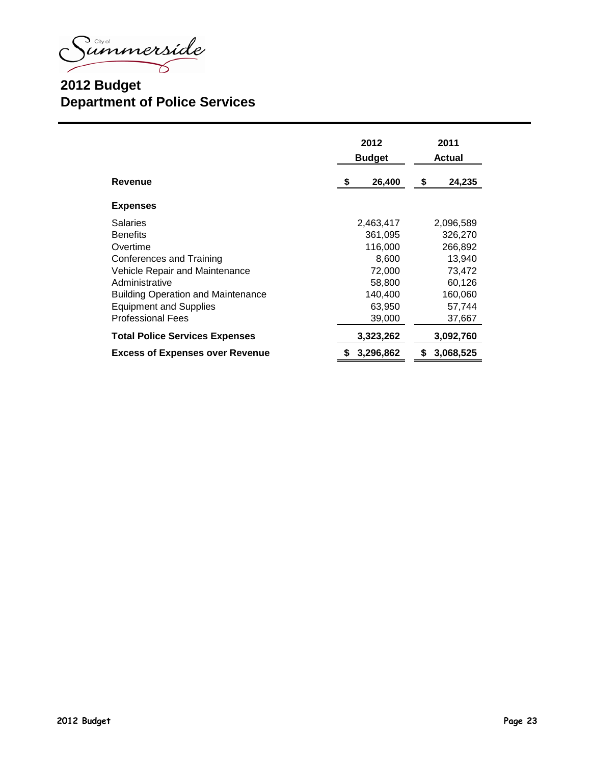City of Summerside

# 2012 Budget
# Department of Police Services

| | 2012 Budget | 2011 Actual |
|---|---|---|
| **Revenue** | **$ 26,400** | **$ 24,235** |
| **Expenses** | | |
| Salaries | 2,463,417 | 2,096,589 |
| Benefits | 361,095 | 326,270 |
| Overtime | 116,000 | 266,892 |
| Conferences and Training | 8,600 | 13,940 |
| Vehicle Repair and Maintenance | 72,000 | 73,472 |
| Administrative | 58,800 | 60,126 |
| Building Operation and Maintenance | 140,400 | 160,060 |
| Equipment and Supplies | 63,950 | 57,744 |
| Professional Fees | 39,000 | 37,667 |
| **Total Police Services Expenses** | **3,323,262** | **3,092,760** |
| **Excess of Expenses over Revenue** | **$ 3,296,862** | **$ 3,068,525** |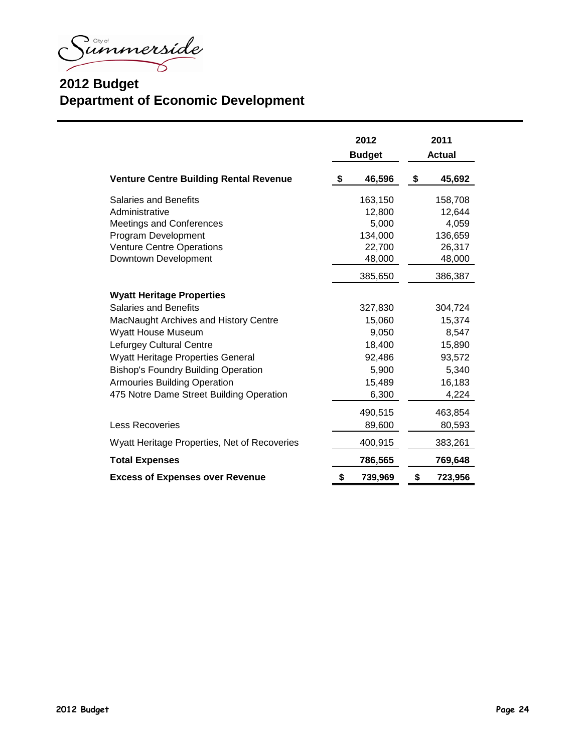City of Summerside

# 2012 Budget
## Department of Economic Development

| | 2012 Budget | 2011 Actual |
|---|---|---|
| **Venture Centre Building Rental Revenue** | **$ 46,596** | **$ 45,692** |
| Salaries and Benefits | 163,150 | 158,708 |
| Administrative | 12,800 | 12,644 |
| Meetings and Conferences | 5,000 | 4,059 |
| Program Development | 134,000 | 136,659 |
| Venture Centre Operations | 22,700 | 26,317 |
| Downtown Development | 48,000 | 48,000 |
| | 385,650 | 386,387 |
| **Wyatt Heritage Properties** | | |
| Salaries and Benefits | 327,830 | 304,724 |
| MacNaught Archives and History Centre | 15,060 | 15,374 |
| Wyatt House Museum | 9,050 | 8,547 |
| Lefurgey Cultural Centre | 18,400 | 15,890 |
| Wyatt Heritage Properties General | 92,486 | 93,572 |
| Bishop's Foundry Building Operation | 5,900 | 5,340 |
| Armouries Building Operation | 15,489 | 16,183 |
| 475 Notre Dame Street Building Operation | 6,300 | 4,224 |
| | 490,515 | 463,854 |
| Less Recoveries | 89,600 | 80,593 |
| Wyatt Heritage Properties, Net of Recoveries | 400,915 | 383,261 |
| **Total Expenses** | **786,565** | **769,648** |
| **Excess of Expenses over Revenue** | **$ 739,969** | **$ 723,956** |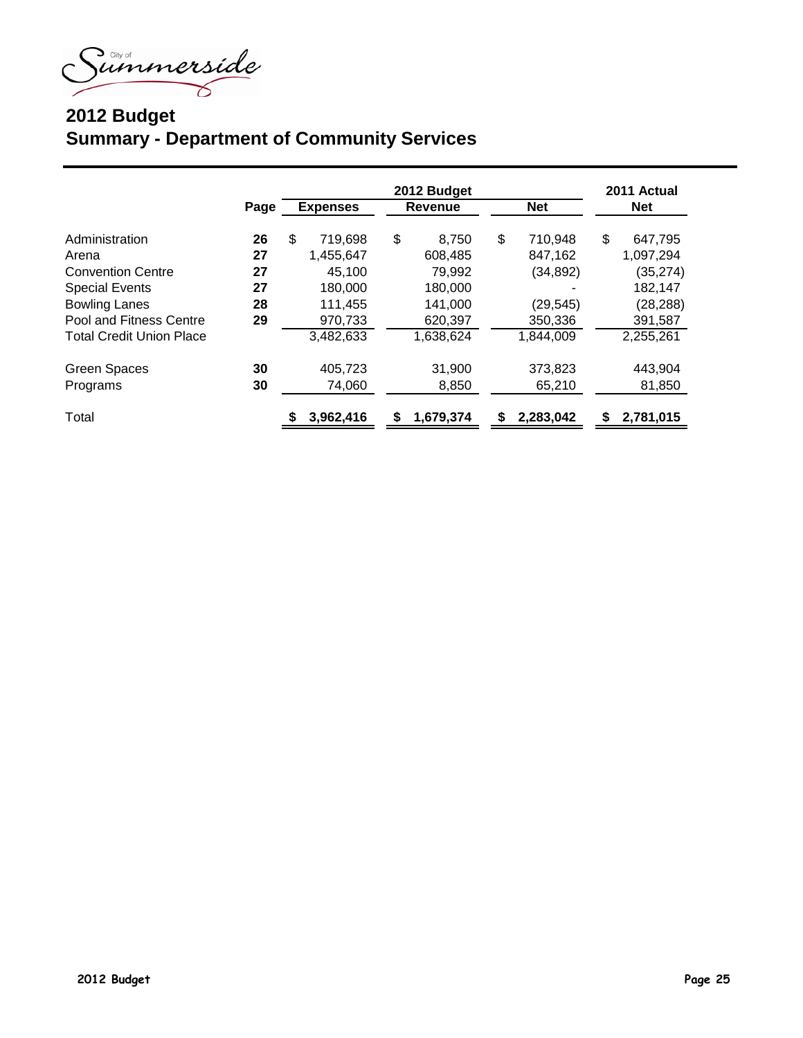City of Summerside

# 2012 Budget
## Summary - Department of Community Services

| | Page | 2012 Budget Expenses | 2012 Budget Revenue | 2012 Budget Net | 2011 Actual Net |
|---|---|---|---|---|---|
| Administration | 26 | $ 719,698 | $ 8,750 | $ 710,948 | $ 647,795 |
| Arena | 27 | 1,455,647 | 608,485 | 847,162 | 1,097,294 |
| Convention Centre | 27 | 45,100 | 79,992 | (34,892) | (35,274) |
| Special Events | 27 | 180,000 | 180,000 | - | 182,147 |
| Bowling Lanes | 28 | 111,455 | 141,000 | (29,545) | (28,288) |
| Pool and Fitness Centre | 29 | 970,733 | 620,397 | 350,336 | 391,587 |
| Total Credit Union Place | | 3,482,633 | 1,638,624 | 1,844,009 | 2,255,261 |
| Green Spaces | 30 | 405,723 | 31,900 | 373,823 | 443,904 |
| Programs | 30 | 74,060 | 8,850 | 65,210 | 81,850 |
| Total | | **$ 3,962,416** | **$ 1,679,374** | **$ 2,283,042** | **$ 2,781,015** |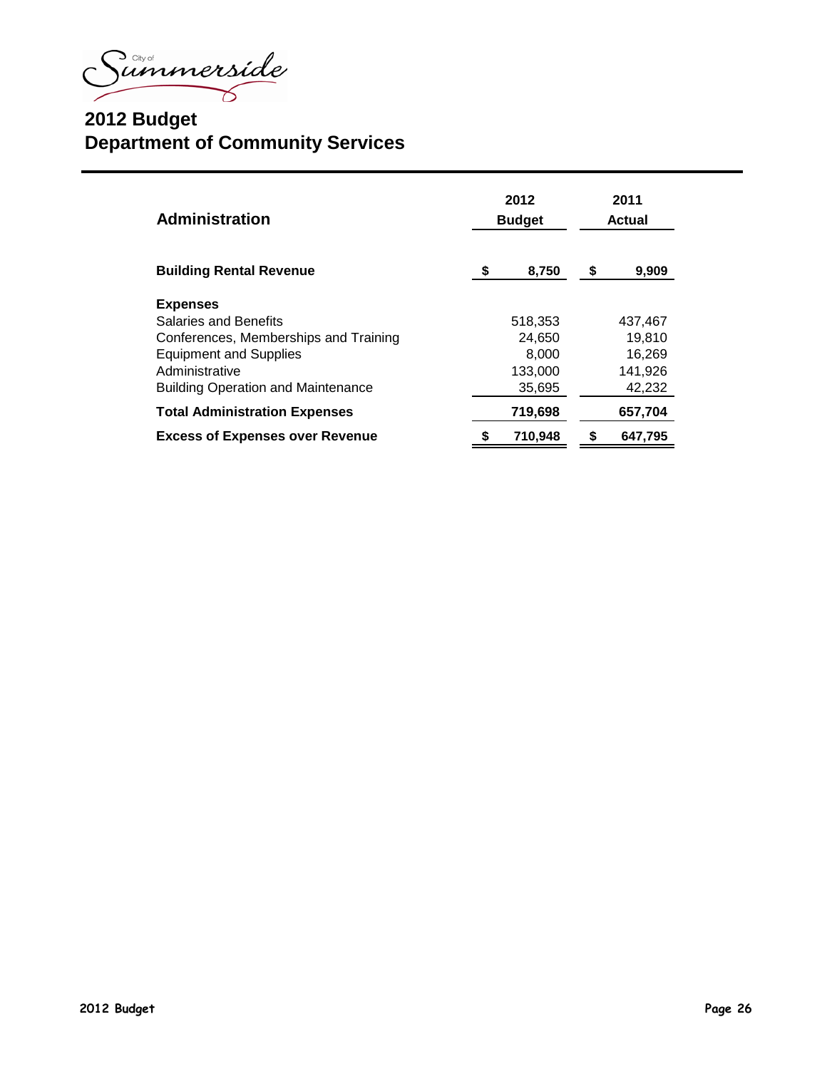City of Summerside

# 2012 Budget
# Department of Community Services

| Administration | 2012 Budget | 2011 Actual |
|---|---|---|
| **Building Rental Revenue** | **$ 8,750** | **$ 9,909** |
| **Expenses** | | |
| Salaries and Benefits | 518,353 | 437,467 |
| Conferences, Memberships and Training | 24,650 | 19,810 |
| Equipment and Supplies | 8,000 | 16,269 |
| Administrative | 133,000 | 141,926 |
| Building Operation and Maintenance | 35,695 | 42,232 |
| **Total Administration Expenses** | **719,698** | **657,704** |
| **Excess of Expenses over Revenue** | **$ 710,948** | **$ 647,795** |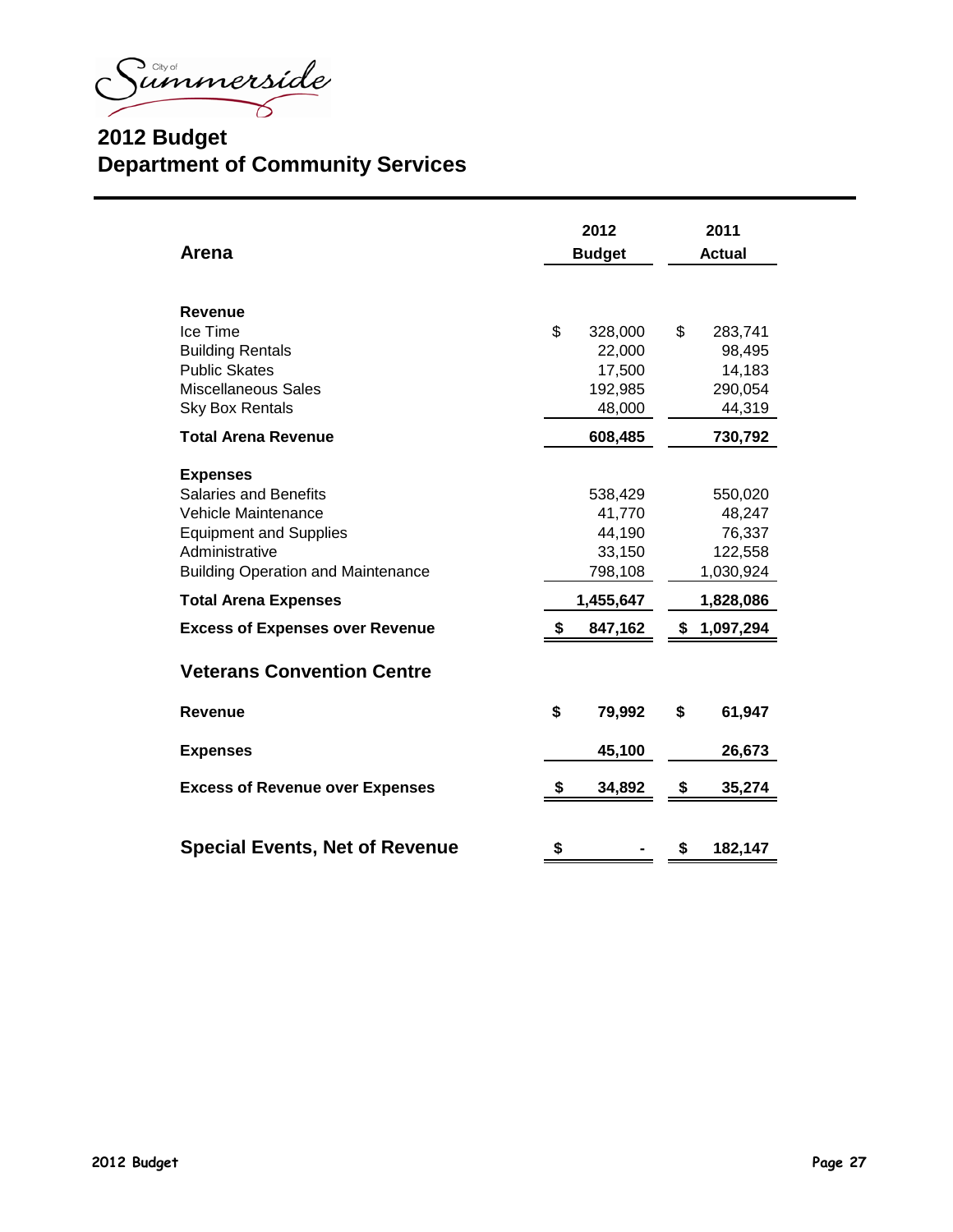City of Summerside

# 2012 Budget
# Department of Community Services

| Arena | 2012 Budget | 2011 Actual |
|---|---|---|
| **Revenue** | | |
| Ice Time | $ 328,000 | $ 283,741 |
| Building Rentals | 22,000 | 98,495 |
| Public Skates | 17,500 | 14,183 |
| Miscellaneous Sales | 192,985 | 290,054 |
| Sky Box Rentals | 48,000 | 44,319 |
| **Total Arena Revenue** | **608,485** | **730,792** |
| **Expenses** | | |
| Salaries and Benefits | 538,429 | 550,020 |
| Vehicle Maintenance | 41,770 | 48,247 |
| Equipment and Supplies | 44,190 | 76,337 |
| Administrative | 33,150 | 122,558 |
| Building Operation and Maintenance | 798,108 | 1,030,924 |
| **Total Arena Expenses** | **1,455,647** | **1,828,086** |
| **Excess of Expenses over Revenue** | **$ 847,162** | **$ 1,097,294** |

| Veterans Convention Centre | 2012 Budget | 2011 Actual |
|---|---|---|
| **Revenue** | **$ 79,992** | **$ 61,947** |
| **Expenses** | **45,100** | **26,673** |
| **Excess of Revenue over Expenses** | **$ 34,892** | **$ 35,274** |

| | 2012 Budget | 2011 Actual |
|---|---|---|
| **Special Events, Net of Revenue** | **$ -** | **$ 182,147** |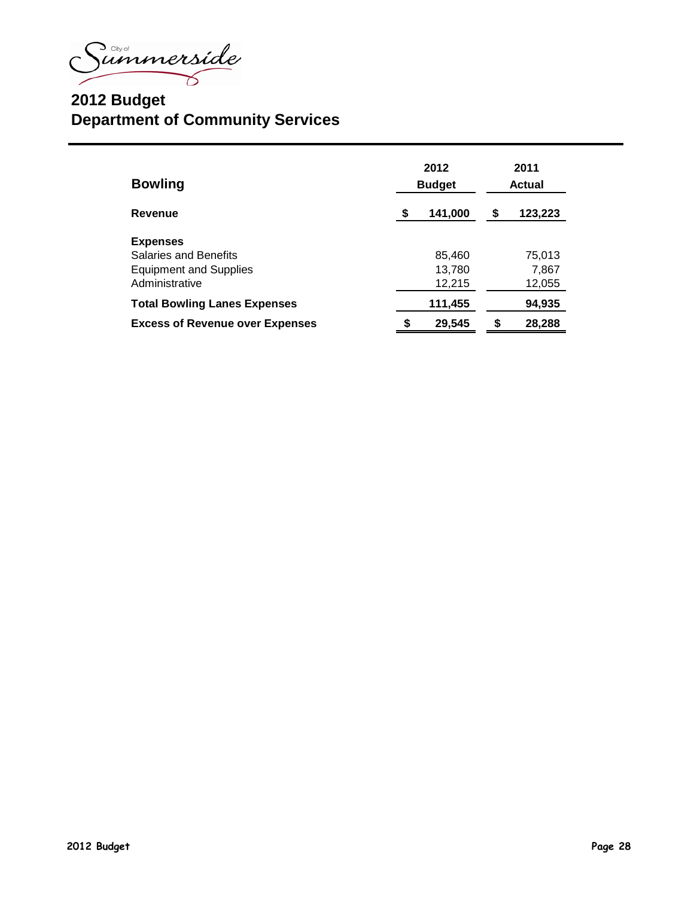# 2012 Budget
## Department of Community Services

| Bowling | 2012 Budget | 2011 Actual |
|---|---|---|
| **Revenue** | **$ 141,000** | **$ 123,223** |
| **Expenses** | | |
| Salaries and Benefits | 85,460 | 75,013 |
| Equipment and Supplies | 13,780 | 7,867 |
| Administrative | 12,215 | 12,055 |
| **Total Bowling Lanes Expenses** | **111,455** | **94,935** |
| **Excess of Revenue over Expenses** | **$ 29,545** | **$ 28,288** |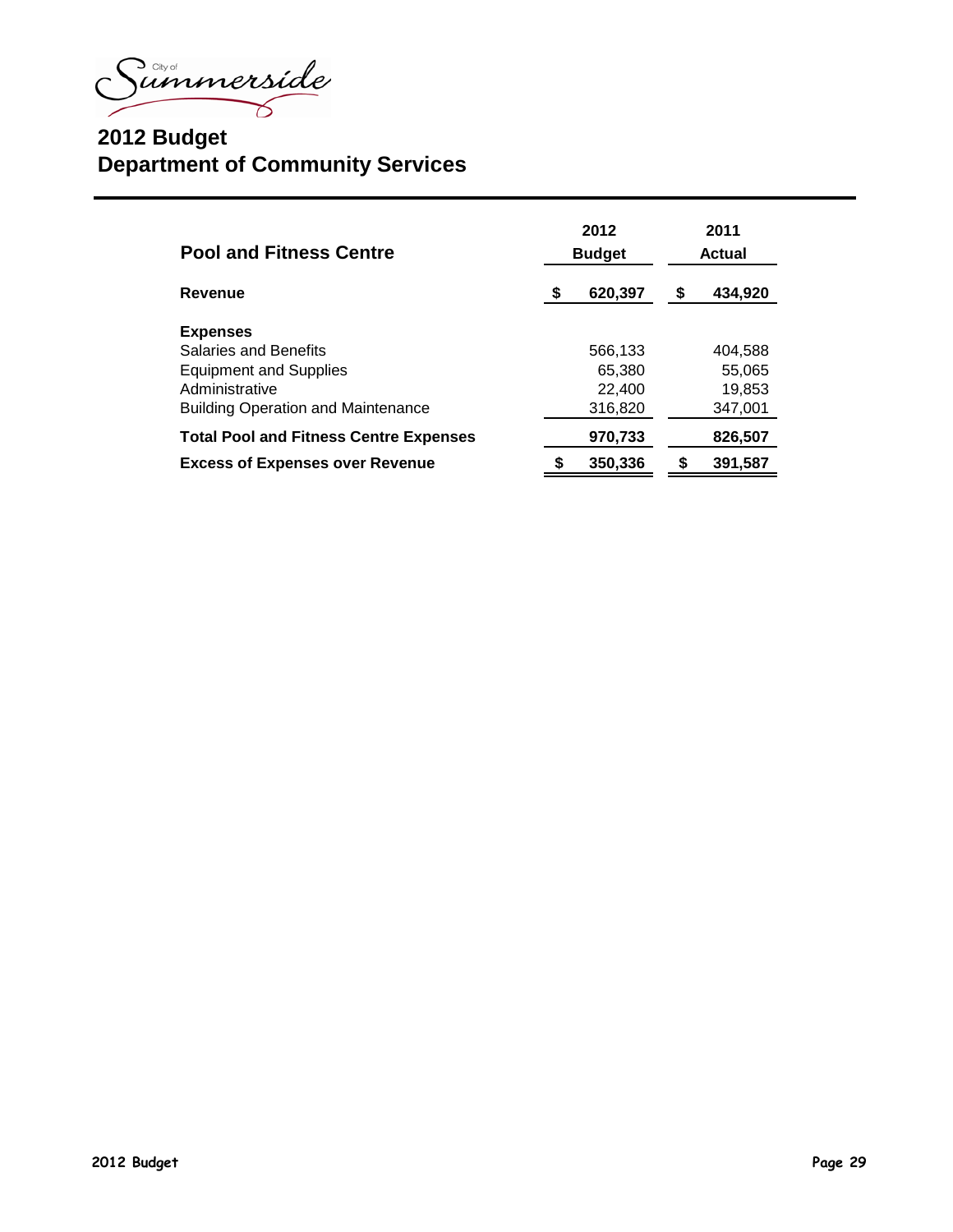City of Summerside

# 2012 Budget
# Department of Community Services

| Pool and Fitness Centre | 2012 Budget | 2011 Actual |
|---|---|---|
| **Revenue** | **$ 620,397** | **$ 434,920** |
| **Expenses** | | |
| Salaries and Benefits | 566,133 | 404,588 |
| Equipment and Supplies | 65,380 | 55,065 |
| Administrative | 22,400 | 19,853 |
| Building Operation and Maintenance | 316,820 | 347,001 |
| **Total Pool and Fitness Centre Expenses** | **970,733** | **826,507** |
| **Excess of Expenses over Revenue** | **$ 350,336** | **$ 391,587** |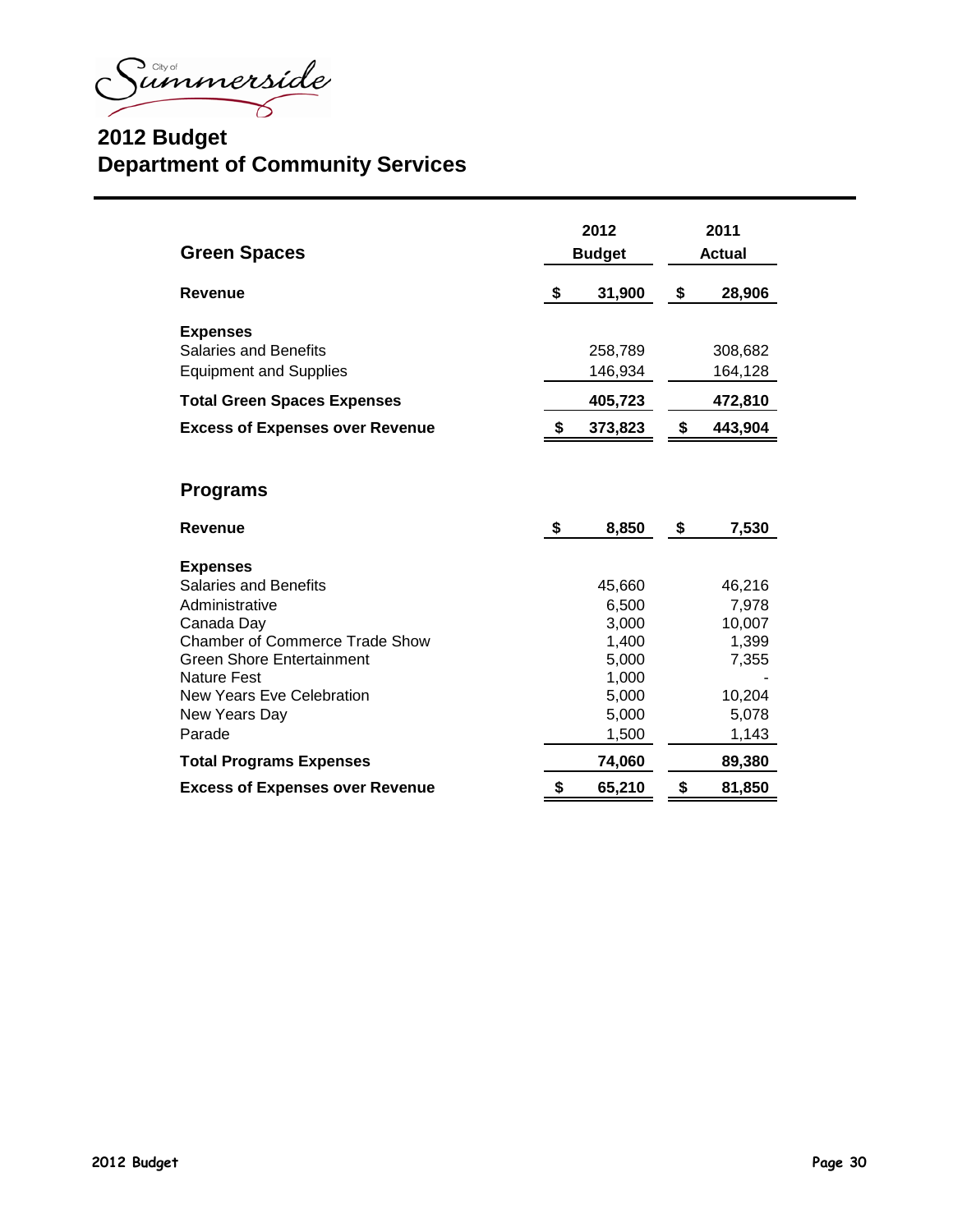City of Summerside

# 2012 Budget
# Department of Community Services

| Green Spaces | 2012 Budget | 2011 Actual |
|---|---|---|
| **Revenue** | **$ 31,900** | **$ 28,906** |
| **Expenses** | | |
| Salaries and Benefits | 258,789 | 308,682 |
| Equipment and Supplies | 146,934 | 164,128 |
| **Total Green Spaces Expenses** | **405,723** | **472,810** |
| **Excess of Expenses over Revenue** | **$ 373,823** | **$ 443,904** |

| Programs | 2012 Budget | 2011 Actual |
|---|---|---|
| **Revenue** | **$ 8,850** | **$ 7,530** |
| **Expenses** | | |
| Salaries and Benefits | 45,660 | 46,216 |
| Administrative | 6,500 | 7,978 |
| Canada Day | 3,000 | 10,007 |
| Chamber of Commerce Trade Show | 1,400 | 1,399 |
| Green Shore Entertainment | 5,000 | 7,355 |
| Nature Fest | 1,000 | - |
| New Years Eve Celebration | 5,000 | 10,204 |
| New Years Day | 5,000 | 5,078 |
| Parade | 1,500 | 1,143 |
| **Total Programs Expenses** | **74,060** | **89,380** |
| **Excess of Expenses over Revenue** | **$ 65,210** | **$ 81,850** |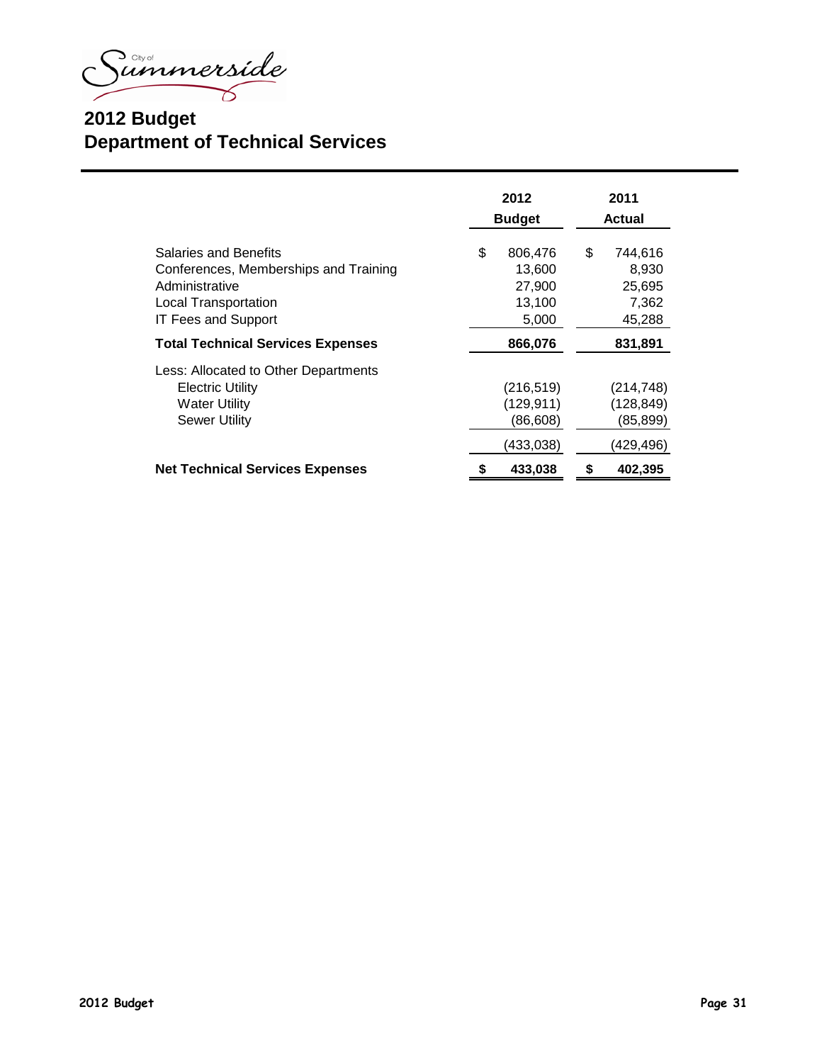City of Summerside

# 2012 Budget
# Department of Technical Services

| | 2012 Budget | 2011 Actual |
|---|---|---|
| Salaries and Benefits | $ 806,476 | $ 744,616 |
| Conferences, Memberships and Training | 13,600 | 8,930 |
| Administrative | 27,900 | 25,695 |
| Local Transportation | 13,100 | 7,362 |
| IT Fees and Support | 5,000 | 45,288 |
| **Total Technical Services Expenses** | **866,076** | **831,891** |
| Less: Allocated to Other Departments | | |
| Electric Utility | (216,519) | (214,748) |
| Water Utility | (129,911) | (128,849) |
| Sewer Utility | (86,608) | (85,899) |
| | (433,038) | (429,496) |
| **Net Technical Services Expenses** | **$ 433,038** | **$ 402,395** |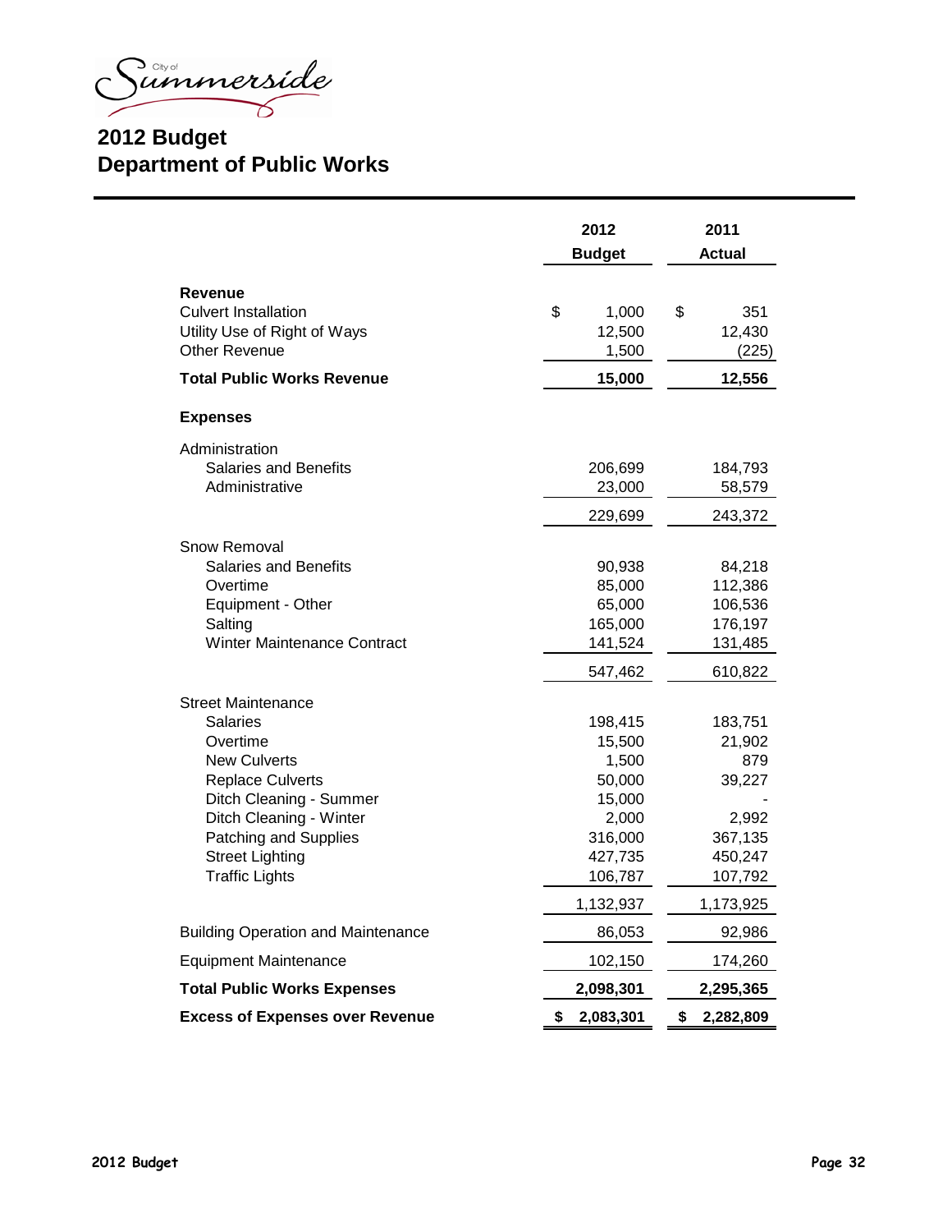City of Summerside

# 2012 Budget
## Department of Public Works

| | 2012 Budget | 2011 Actual |
|---|---|---|
| **Revenue** | | |
| Culvert Installation | $ 1,000 | $ 351 |
| Utility Use of Right of Ways | 12,500 | 12,430 |
| Other Revenue | 1,500 | (225) |
| **Total Public Works Revenue** | **15,000** | **12,556** |
| **Expenses** | | |
| Administration | | |
| Salaries and Benefits | 206,699 | 184,793 |
| Administrative | 23,000 | 58,579 |
| | 229,699 | 243,372 |
| Snow Removal | | |
| Salaries and Benefits | 90,938 | 84,218 |
| Overtime | 85,000 | 112,386 |
| Equipment - Other | 65,000 | 106,536 |
| Salting | 165,000 | 176,197 |
| Winter Maintenance Contract | 141,524 | 131,485 |
| | 547,462 | 610,822 |
| Street Maintenance | | |
| Salaries | 198,415 | 183,751 |
| Overtime | 15,500 | 21,902 |
| New Culverts | 1,500 | 879 |
| Replace Culverts | 50,000 | 39,227 |
| Ditch Cleaning - Summer | 15,000 | - |
| Ditch Cleaning - Winter | 2,000 | 2,992 |
| Patching and Supplies | 316,000 | 367,135 |
| Street Lighting | 427,735 | 450,247 |
| Traffic Lights | 106,787 | 107,792 |
| | 1,132,937 | 1,173,925 |
| Building Operation and Maintenance | 86,053 | 92,986 |
| Equipment Maintenance | 102,150 | 174,260 |
| **Total Public Works Expenses** | **2,098,301** | **2,295,365** |
| **Excess of Expenses over Revenue** | **$ 2,083,301** | **$ 2,282,809** |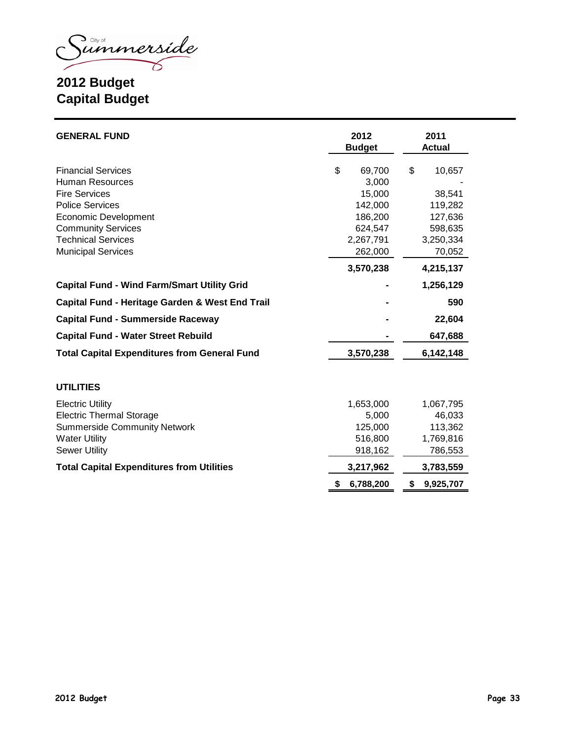City of Summerside

# 2012 Budget
# Capital Budget

| GENERAL FUND | 2012 Budget | 2011 Actual |
|---|---|---|
| Financial Services | $ 69,700 | $ 10,657 |
| Human Resources | 3,000 | - |
| Fire Services | 15,000 | 38,541 |
| Police Services | 142,000 | 119,282 |
| Economic Development | 186,200 | 127,636 |
| Community Services | 624,547 | 598,635 |
| Technical Services | 2,267,791 | 3,250,334 |
| Municipal Services | 262,000 | 70,052 |
| | **3,570,238** | **4,215,137** |
| **Capital Fund - Wind Farm/Smart Utility Grid** | **-** | **1,256,129** |
| **Capital Fund - Heritage Garden & West End Trail** | **-** | **590** |
| **Capital Fund - Summerside Raceway** | **-** | **22,604** |
| **Capital Fund - Water Street Rebuild** | **-** | **647,688** |
| **Total Capital Expenditures from General Fund** | **3,570,238** | **6,142,148** |
| | | |
| **UTILITIES** | | |
| Electric Utility | 1,653,000 | 1,067,795 |
| Electric Thermal Storage | 5,000 | 46,033 |
| Summerside Community Network | 125,000 | 113,362 |
| Water Utility | 516,800 | 1,769,816 |
| Sewer Utility | 918,162 | 786,553 |
| **Total Capital Expenditures from Utilities** | **3,217,962** | **3,783,559** |
| | **$ 6,788,200** | **$ 9,925,707** |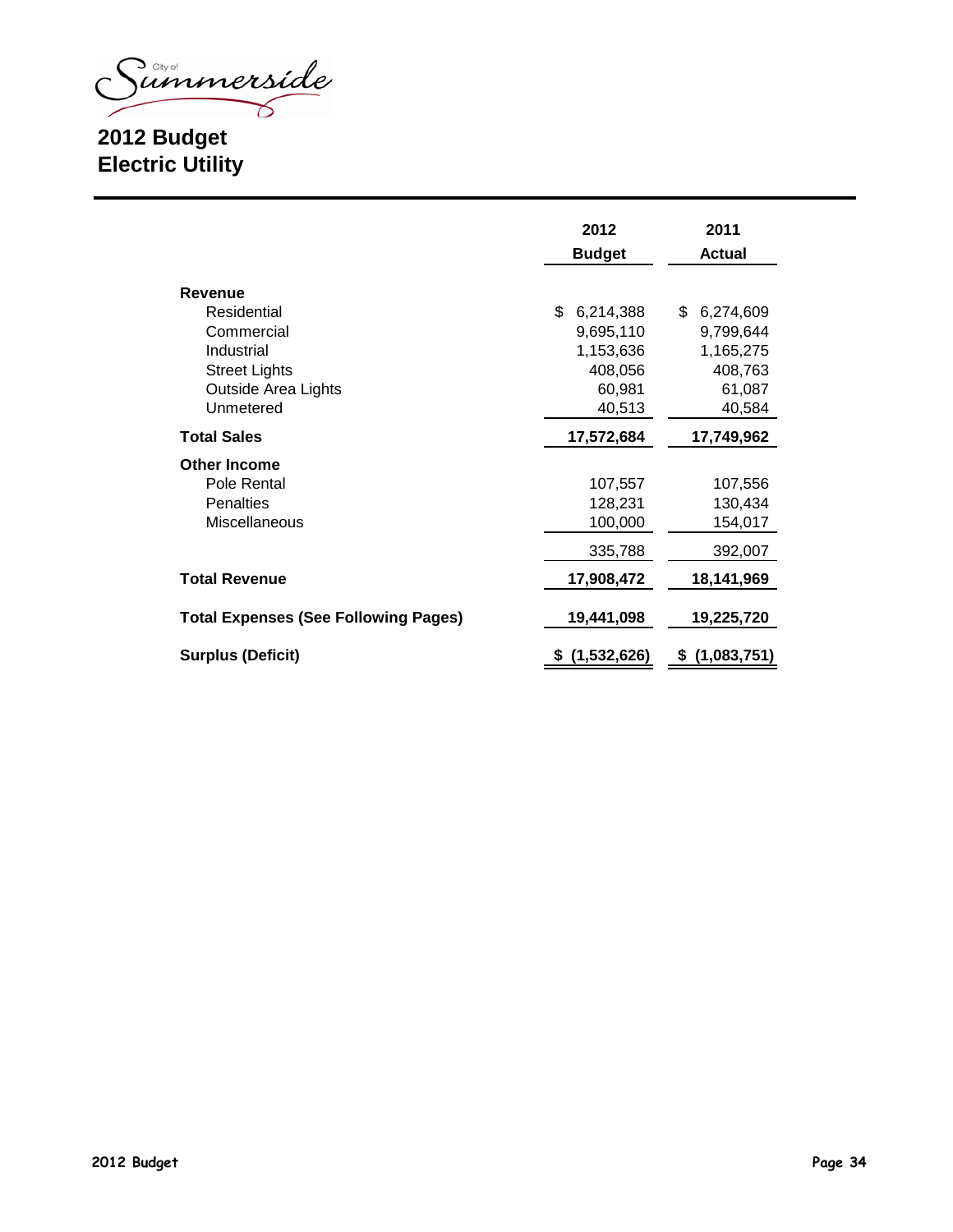City of Summerside

# 2012 Budget
# Electric Utility

| | 2012 Budget | 2011 Actual |
|---|---|---|
| **Revenue** | | |
| Residential | $ 6,214,388 | $ 6,274,609 |
| Commercial | 9,695,110 | 9,799,644 |
| Industrial | 1,153,636 | 1,165,275 |
| Street Lights | 408,056 | 408,763 |
| Outside Area Lights | 60,981 | 61,087 |
| Unmetered | 40,513 | 40,584 |
| **Total Sales** | **17,572,684** | **17,749,962** |
| **Other Income** | | |
| Pole Rental | 107,557 | 107,556 |
| Penalties | 128,231 | 130,434 |
| Miscellaneous | 100,000 | 154,017 |
| | 335,788 | 392,007 |
| **Total Revenue** | **17,908,472** | **18,141,969** |
| **Total Expenses (See Following Pages)** | **19,441,098** | **19,225,720** |
| **Surplus (Deficit)** | **$ (1,532,626)** | **$ (1,083,751)** |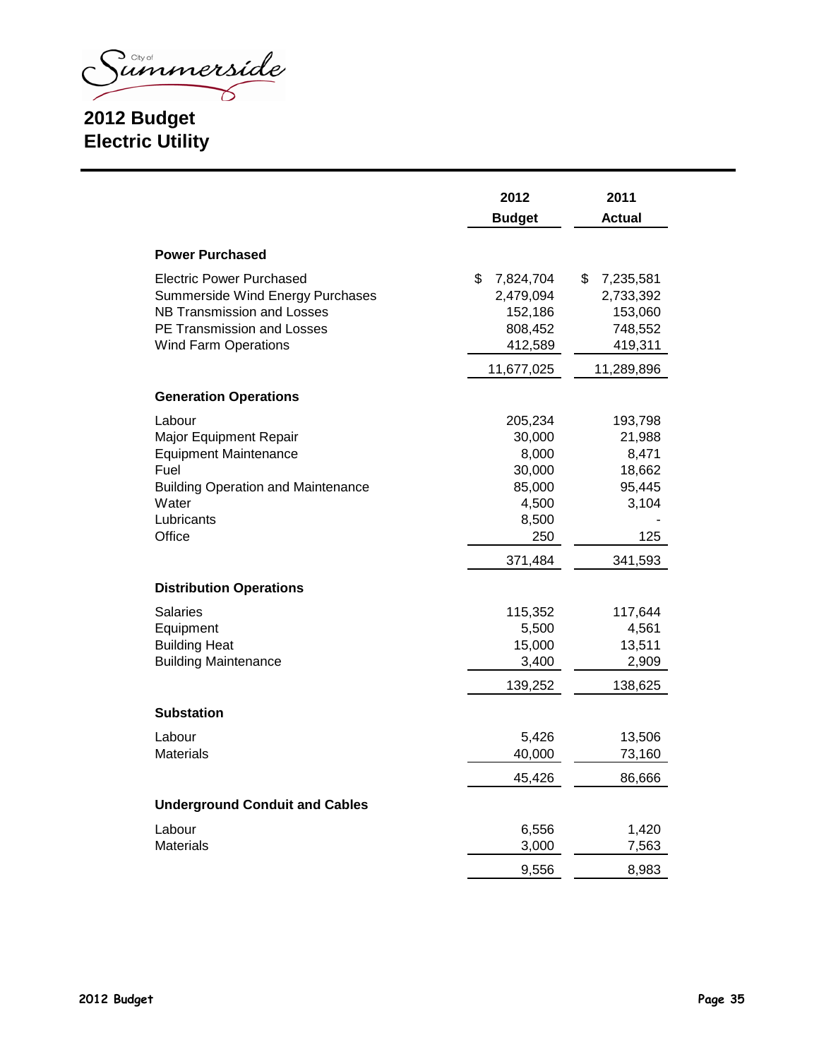# 2012 Budget
## Electric Utility

| | 2012 Budget | 2011 Actual |
|---|---|---|
| **Power Purchased** | | |
| Electric Power Purchased | $ 7,824,704 | $ 7,235,581 |
| Summerside Wind Energy Purchases | 2,479,094 | 2,733,392 |
| NB Transmission and Losses | 152,186 | 153,060 |
| PE Transmission and Losses | 808,452 | 748,552 |
| Wind Farm Operations | 412,589 | 419,311 |
| | 11,677,025 | 11,289,896 |
| **Generation Operations** | | |
| Labour | 205,234 | 193,798 |
| Major Equipment Repair | 30,000 | 21,988 |
| Equipment Maintenance | 8,000 | 8,471 |
| Fuel | 30,000 | 18,662 |
| Building Operation and Maintenance | 85,000 | 95,445 |
| Water | 4,500 | 3,104 |
| Lubricants | 8,500 | - |
| Office | 250 | 125 |
| | 371,484 | 341,593 |
| **Distribution Operations** | | |
| Salaries | 115,352 | 117,644 |
| Equipment | 5,500 | 4,561 |
| Building Heat | 15,000 | 13,511 |
| Building Maintenance | 3,400 | 2,909 |
| | 139,252 | 138,625 |
| **Substation** | | |
| Labour | 5,426 | 13,506 |
| Materials | 40,000 | 73,160 |
| | 45,426 | 86,666 |
| **Underground Conduit and Cables** | | |
| Labour | 6,556 | 1,420 |
| Materials | 3,000 | 7,563 |
| | 9,556 | 8,983 |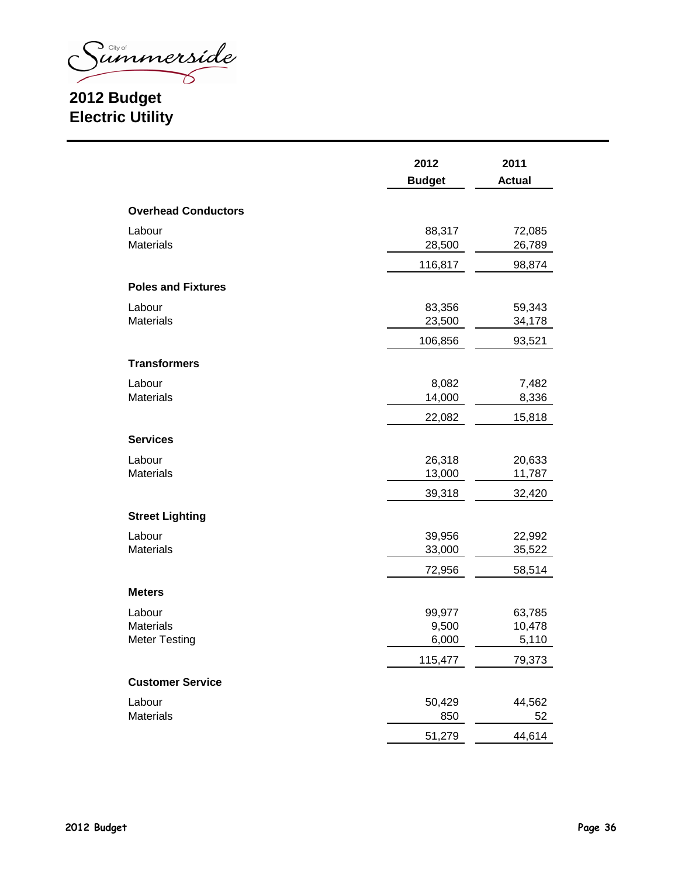City of Summerside

# 2012 Budget
# Electric Utility

| | 2012 Budget | 2011 Actual |
|---|---|---|
| **Overhead Conductors** | | |
| Labour | 88,317 | 72,085 |
| Materials | 28,500 | 26,789 |
| | 116,817 | 98,874 |
| **Poles and Fixtures** | | |
| Labour | 83,356 | 59,343 |
| Materials | 23,500 | 34,178 |
| | 106,856 | 93,521 |
| **Transformers** | | |
| Labour | 8,082 | 7,482 |
| Materials | 14,000 | 8,336 |
| | 22,082 | 15,818 |
| **Services** | | |
| Labour | 26,318 | 20,633 |
| Materials | 13,000 | 11,787 |
| | 39,318 | 32,420 |
| **Street Lighting** | | |
| Labour | 39,956 | 22,992 |
| Materials | 33,000 | 35,522 |
| | 72,956 | 58,514 |
| **Meters** | | |
| Labour | 99,977 | 63,785 |
| Materials | 9,500 | 10,478 |
| Meter Testing | 6,000 | 5,110 |
| | 115,477 | 79,373 |
| **Customer Service** | | |
| Labour | 50,429 | 44,562 |
| Materials | 850 | 52 |
| | 51,279 | 44,614 |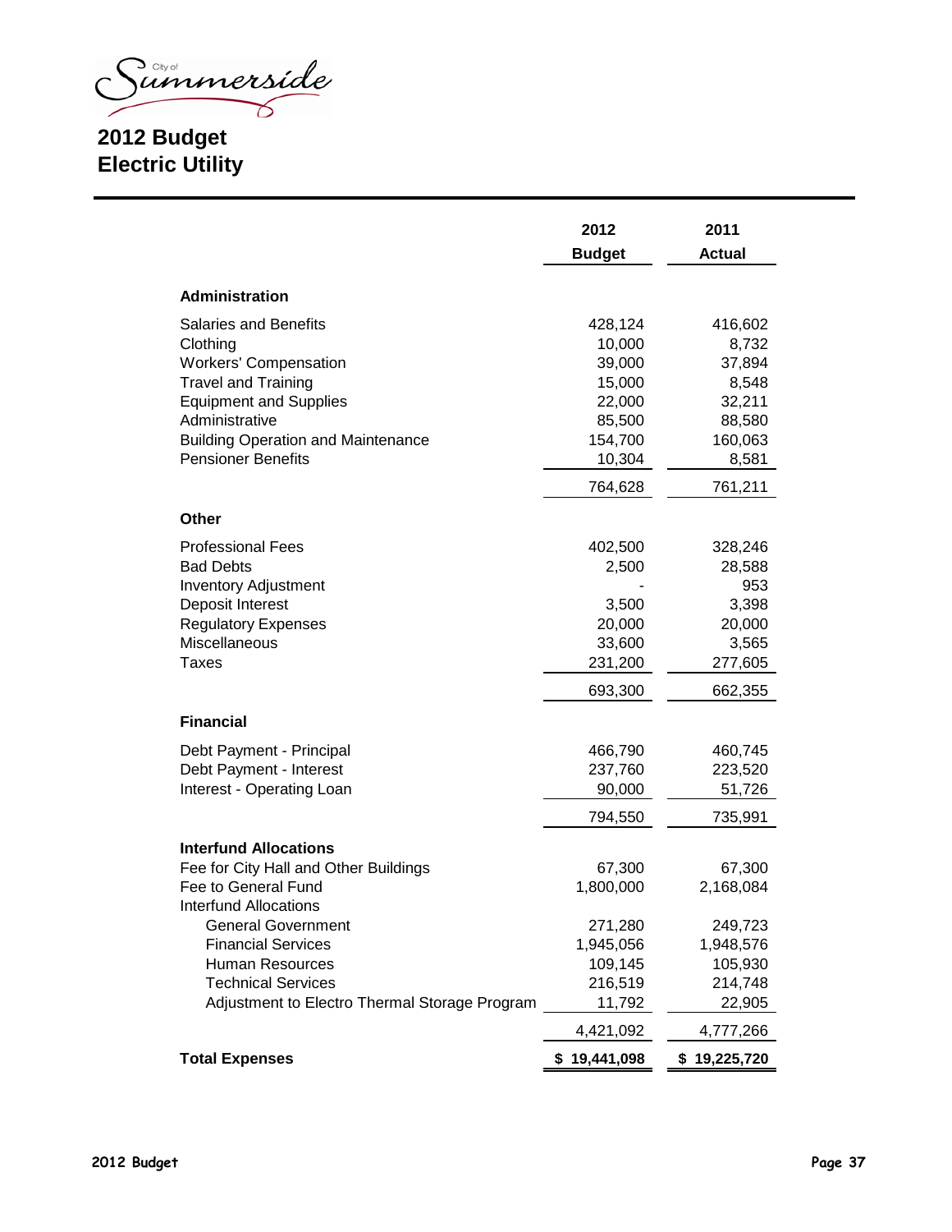City of Summerside

# 2012 Budget
# Electric Utility

| | 2012 Budget | 2011 Actual |
|---|---|---|
| **Administration** | | |
| Salaries and Benefits | 428,124 | 416,602 |
| Clothing | 10,000 | 8,732 |
| Workers' Compensation | 39,000 | 37,894 |
| Travel and Training | 15,000 | 8,548 |
| Equipment and Supplies | 22,000 | 32,211 |
| Administrative | 85,500 | 88,580 |
| Building Operation and Maintenance | 154,700 | 160,063 |
| Pensioner Benefits | 10,304 | 8,581 |
| | 764,628 | 761,211 |
| **Other** | | |
| Professional Fees | 402,500 | 328,246 |
| Bad Debts | 2,500 | 28,588 |
| Inventory Adjustment | - | 953 |
| Deposit Interest | 3,500 | 3,398 |
| Regulatory Expenses | 20,000 | 20,000 |
| Miscellaneous | 33,600 | 3,565 |
| Taxes | 231,200 | 277,605 |
| | 693,300 | 662,355 |
| **Financial** | | |
| Debt Payment - Principal | 466,790 | 460,745 |
| Debt Payment - Interest | 237,760 | 223,520 |
| Interest - Operating Loan | 90,000 | 51,726 |
| | 794,550 | 735,991 |
| **Interfund Allocations** | | |
| Fee for City Hall and Other Buildings | 67,300 | 67,300 |
| Fee to General Fund | 1,800,000 | 2,168,084 |
| Interfund Allocations | | |
| General Government | 271,280 | 249,723 |
| Financial Services | 1,945,056 | 1,948,576 |
| Human Resources | 109,145 | 105,930 |
| Technical Services | 216,519 | 214,748 |
| Adjustment to Electro Thermal Storage Program | 11,792 | 22,905 |
| | 4,421,092 | 4,777,266 |
| **Total Expenses** | **$ 19,441,098** | **$ 19,225,720** |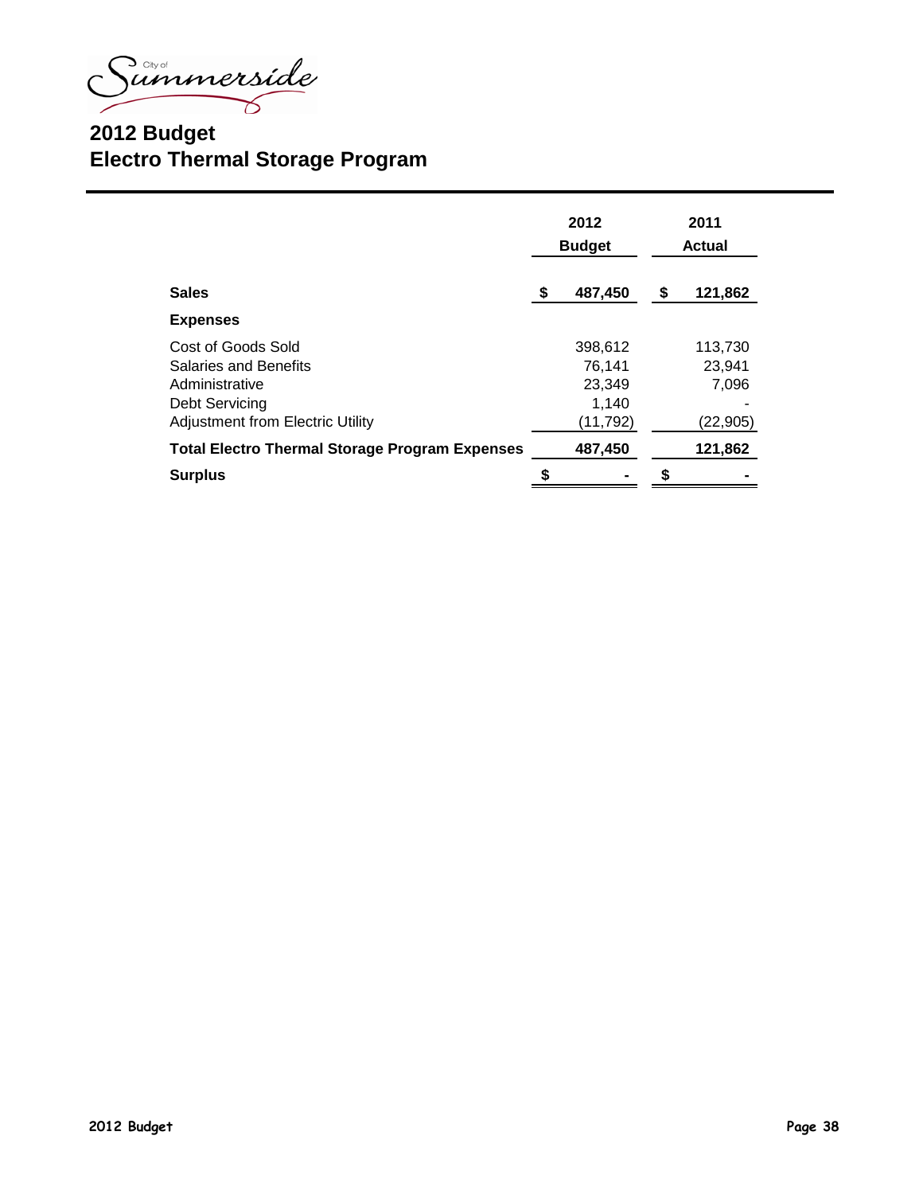# 2012 Budget
## Electro Thermal Storage Program

| | 2012 Budget | 2011 Actual |
|---|---|---|
| **Sales** | **$ 487,450** | **$ 121,862** |
| **Expenses** | | |
| Cost of Goods Sold | 398,612 | 113,730 |
| Salaries and Benefits | 76,141 | 23,941 |
| Administrative | 23,349 | 7,096 |
| Debt Servicing | 1,140 | - |
| Adjustment from Electric Utility | (11,792) | (22,905) |
| **Total Electro Thermal Storage Program Expenses** | **487,450** | **121,862** |
| **Surplus** | **$ -** | **$ -** |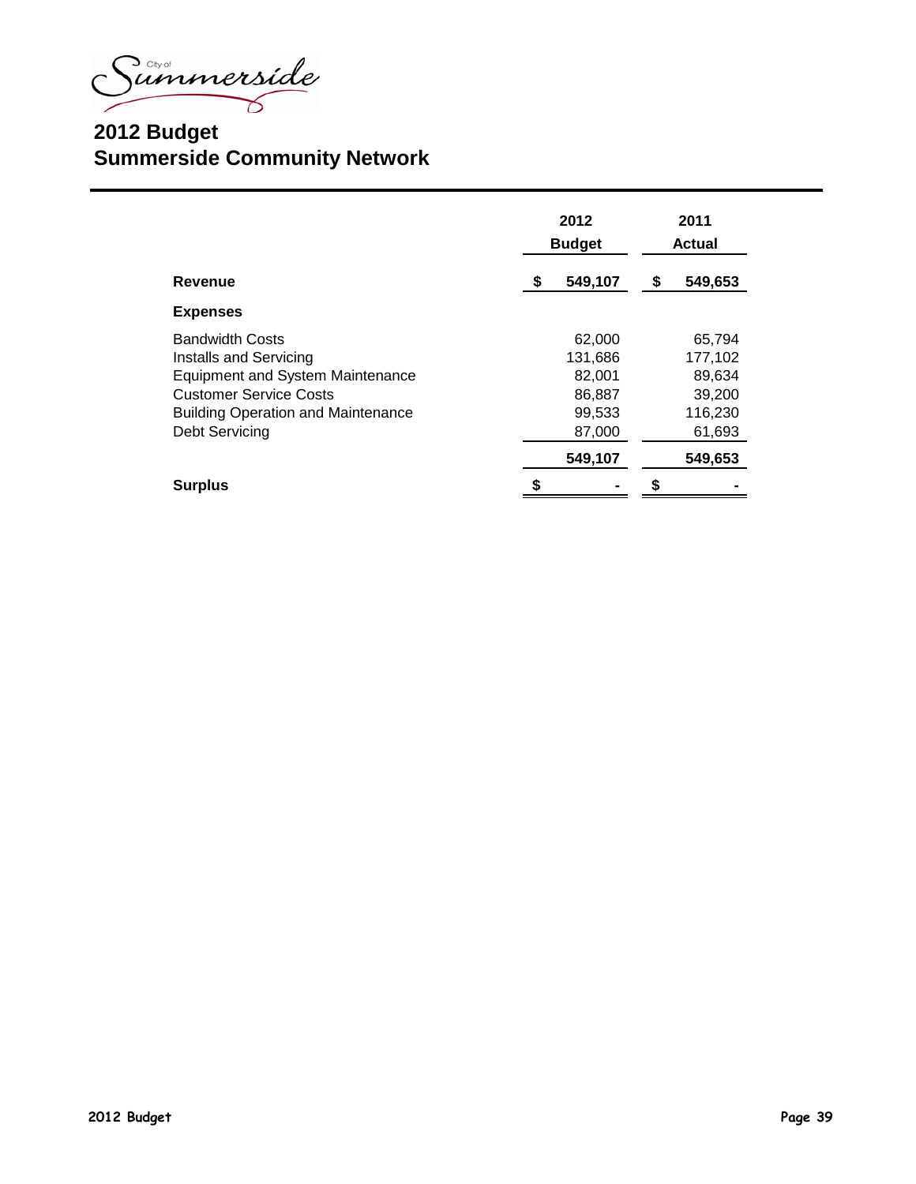City of Summerside

## 2012 Budget
## Summerside Community Network

| | 2012 Budget | 2011 Actual |
|---|---|---|
| **Revenue** | **$ 549,107** | **$ 549,653** |
| **Expenses** | | |
| Bandwidth Costs | 62,000 | 65,794 |
| Installs and Servicing | 131,686 | 177,102 |
| Equipment and System Maintenance | 82,001 | 89,634 |
| Customer Service Costs | 86,887 | 39,200 |
| Building Operation and Maintenance | 99,533 | 116,230 |
| Debt Servicing | 87,000 | 61,693 |
| | **549,107** | **549,653** |
| **Surplus** | **$ -** | **$ -** |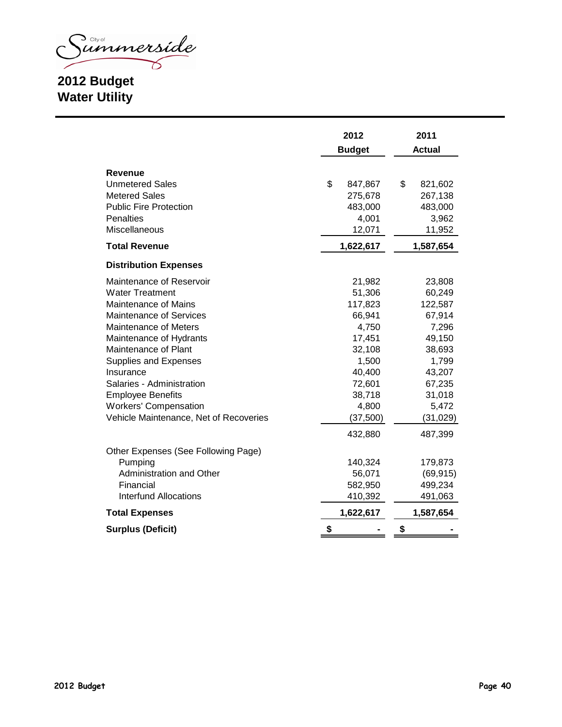City of Summerside

# 2012 Budget
# Water Utility

| | 2012 Budget | 2011 Actual |
|---|---|---|
| **Revenue** | | |
| Unmetered Sales | $ 847,867 | $ 821,602 |
| Metered Sales | 275,678 | 267,138 |
| Public Fire Protection | 483,000 | 483,000 |
| Penalties | 4,001 | 3,962 |
| Miscellaneous | 12,071 | 11,952 |
| **Total Revenue** | **1,622,617** | **1,587,654** |
| **Distribution Expenses** | | |
| Maintenance of Reservoir | 21,982 | 23,808 |
| Water Treatment | 51,306 | 60,249 |
| Maintenance of Mains | 117,823 | 122,587 |
| Maintenance of Services | 66,941 | 67,914 |
| Maintenance of Meters | 4,750 | 7,296 |
| Maintenance of Hydrants | 17,451 | 49,150 |
| Maintenance of Plant | 32,108 | 38,693 |
| Supplies and Expenses | 1,500 | 1,799 |
| Insurance | 40,400 | 43,207 |
| Salaries - Administration | 72,601 | 67,235 |
| Employee Benefits | 38,718 | 31,018 |
| Workers' Compensation | 4,800 | 5,472 |
| Vehicle Maintenance, Net of Recoveries | (37,500) | (31,029) |
| | 432,880 | 487,399 |
| Other Expenses (See Following Page) | | |
| Pumping | 140,324 | 179,873 |
| Administration and Other | 56,071 | (69,915) |
| Financial | 582,950 | 499,234 |
| Interfund Allocations | 410,392 | 491,063 |
| **Total Expenses** | **1,622,617** | **1,587,654** |
| **Surplus (Deficit)** | **$ -** | **$ -** |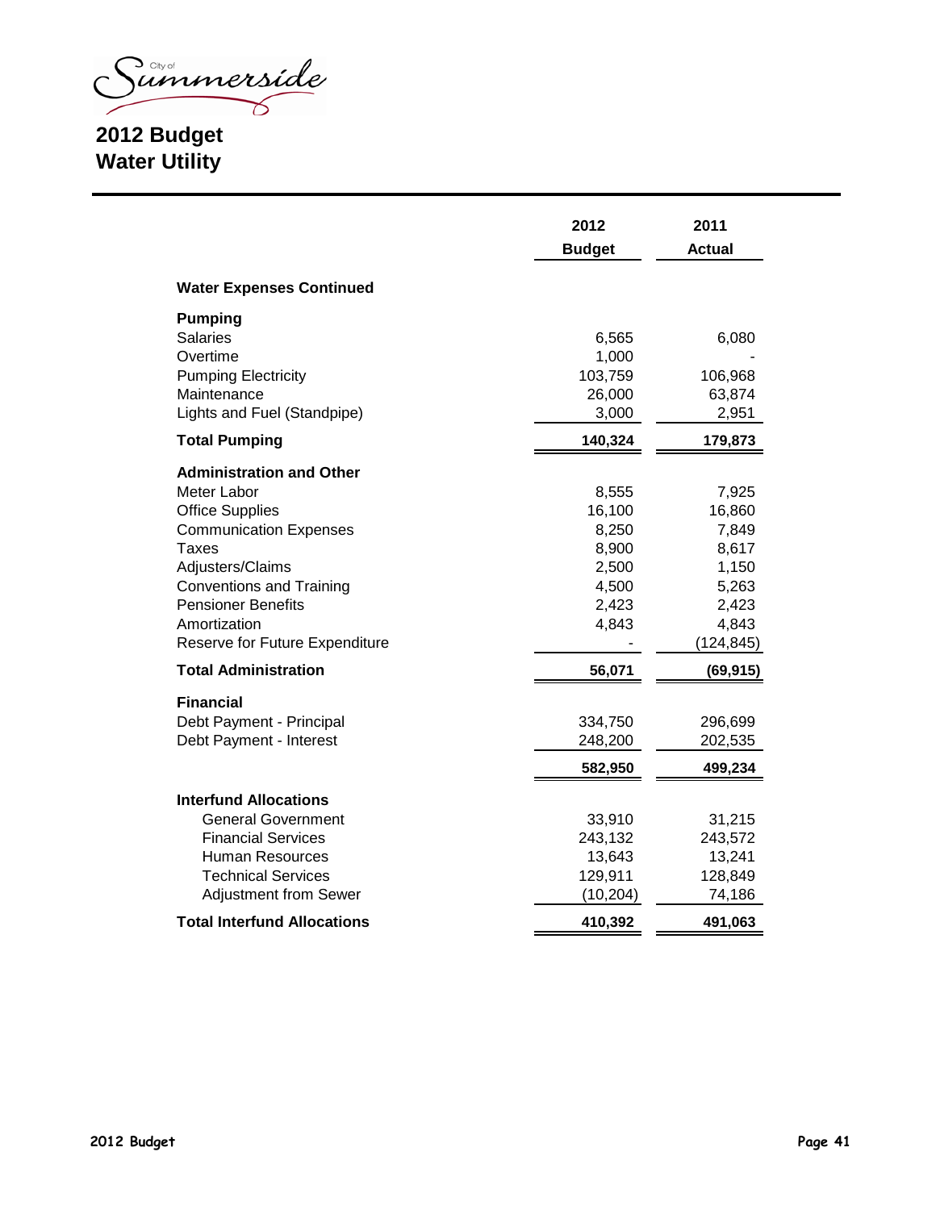City of Summerside

# 2012 Budget
## Water Utility

| | 2012 Budget | 2011 Actual |
|---|---|---|
| **Water Expenses Continued** | | |
| **Pumping** | | |
| Salaries | 6,565 | 6,080 |
| Overtime | 1,000 | - |
| Pumping Electricity | 103,759 | 106,968 |
| Maintenance | 26,000 | 63,874 |
| Lights and Fuel (Standpipe) | 3,000 | 2,951 |
| **Total Pumping** | **140,324** | **179,873** |
| **Administration and Other** | | |
| Meter Labor | 8,555 | 7,925 |
| Office Supplies | 16,100 | 16,860 |
| Communication Expenses | 8,250 | 7,849 |
| Taxes | 8,900 | 8,617 |
| Adjusters/Claims | 2,500 | 1,150 |
| Conventions and Training | 4,500 | 5,263 |
| Pensioner Benefits | 2,423 | 2,423 |
| Amortization | 4,843 | 4,843 |
| Reserve for Future Expenditure | - | (124,845) |
| **Total Administration** | **56,071** | **(69,915)** |
| **Financial** | | |
| Debt Payment - Principal | 334,750 | 296,699 |
| Debt Payment - Interest | 248,200 | 202,535 |
| | **582,950** | **499,234** |
| **Interfund Allocations** | | |
| General Government | 33,910 | 31,215 |
| Financial Services | 243,132 | 243,572 |
| Human Resources | 13,643 | 13,241 |
| Technical Services | 129,911 | 128,849 |
| Adjustment from Sewer | (10,204) | 74,186 |
| **Total Interfund Allocations** | **410,392** | **491,063** |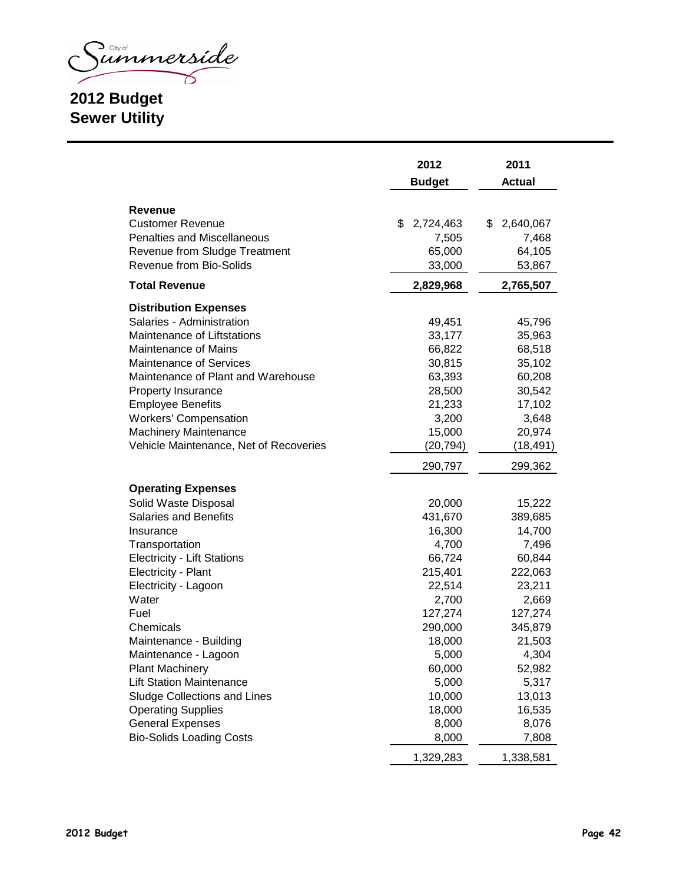City of Summerside

# 2012 Budget
## Sewer Utility

| | 2012 Budget | 2011 Actual |
|---|---|---|
| **Revenue** | | |
| Customer Revenue | $ 2,724,463 | $ 2,640,067 |
| Penalties and Miscellaneous | 7,505 | 7,468 |
| Revenue from Sludge Treatment | 65,000 | 64,105 |
| Revenue from Bio-Solids | 33,000 | 53,867 |
| **Total Revenue** | **2,829,968** | **2,765,507** |
| **Distribution Expenses** | | |
| Salaries - Administration | 49,451 | 45,796 |
| Maintenance of Liftstations | 33,177 | 35,963 |
| Maintenance of Mains | 66,822 | 68,518 |
| Maintenance of Services | 30,815 | 35,102 |
| Maintenance of Plant and Warehouse | 63,393 | 60,208 |
| Property Insurance | 28,500 | 30,542 |
| Employee Benefits | 21,233 | 17,102 |
| Workers' Compensation | 3,200 | 3,648 |
| Machinery Maintenance | 15,000 | 20,974 |
| Vehicle Maintenance, Net of Recoveries | (20,794) | (18,491) |
| | 290,797 | 299,362 |
| **Operating Expenses** | | |
| Solid Waste Disposal | 20,000 | 15,222 |
| Salaries and Benefits | 431,670 | 389,685 |
| Insurance | 16,300 | 14,700 |
| Transportation | 4,700 | 7,496 |
| Electricity - Lift Stations | 66,724 | 60,844 |
| Electricity - Plant | 215,401 | 222,063 |
| Electricity - Lagoon | 22,514 | 23,211 |
| Water | 2,700 | 2,669 |
| Fuel | 127,274 | 127,274 |
| Chemicals | 290,000 | 345,879 |
| Maintenance - Building | 18,000 | 21,503 |
| Maintenance - Lagoon | 5,000 | 4,304 |
| Plant Machinery | 60,000 | 52,982 |
| Lift Station Maintenance | 5,000 | 5,317 |
| Sludge Collections and Lines | 10,000 | 13,013 |
| Operating Supplies | 18,000 | 16,535 |
| General Expenses | 8,000 | 8,076 |
| Bio-Solids Loading Costs | 8,000 | 7,808 |
| | 1,329,283 | 1,338,581 |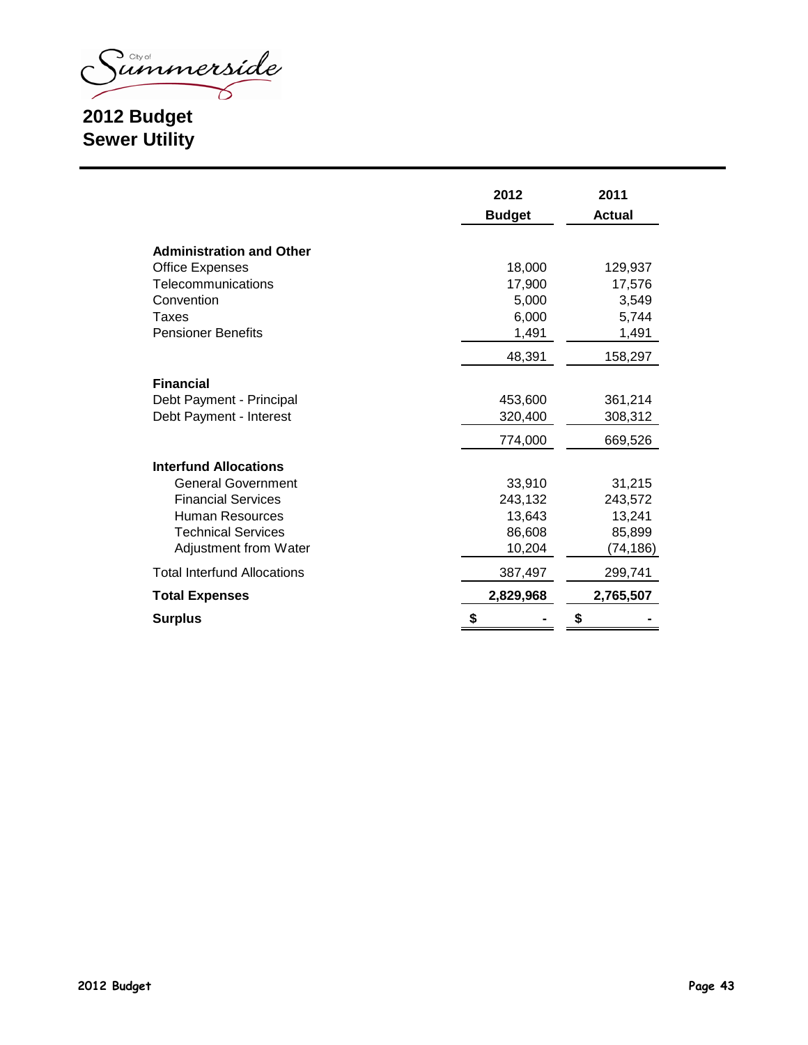City of Summerside

# 2012 Budget
## Sewer Utility

| | 2012 Budget | 2011 Actual |
|---|---|---|
| **Administration and Other** | | |
| Office Expenses | 18,000 | 129,937 |
| Telecommunications | 17,900 | 17,576 |
| Convention | 5,000 | 3,549 |
| Taxes | 6,000 | 5,744 |
| Pensioner Benefits | 1,491 | 1,491 |
| | 48,391 | 158,297 |
| **Financial** | | |
| Debt Payment - Principal | 453,600 | 361,214 |
| Debt Payment - Interest | 320,400 | 308,312 |
| | 774,000 | 669,526 |
| **Interfund Allocations** | | |
| General Government | 33,910 | 31,215 |
| Financial Services | 243,132 | 243,572 |
| Human Resources | 13,643 | 13,241 |
| Technical Services | 86,608 | 85,899 |
| Adjustment from Water | 10,204 | (74,186) |
| Total Interfund Allocations | 387,497 | 299,741 |
| **Total Expenses** | **2,829,968** | **2,765,507** |
| **Surplus** | **$ -** | **$ -** |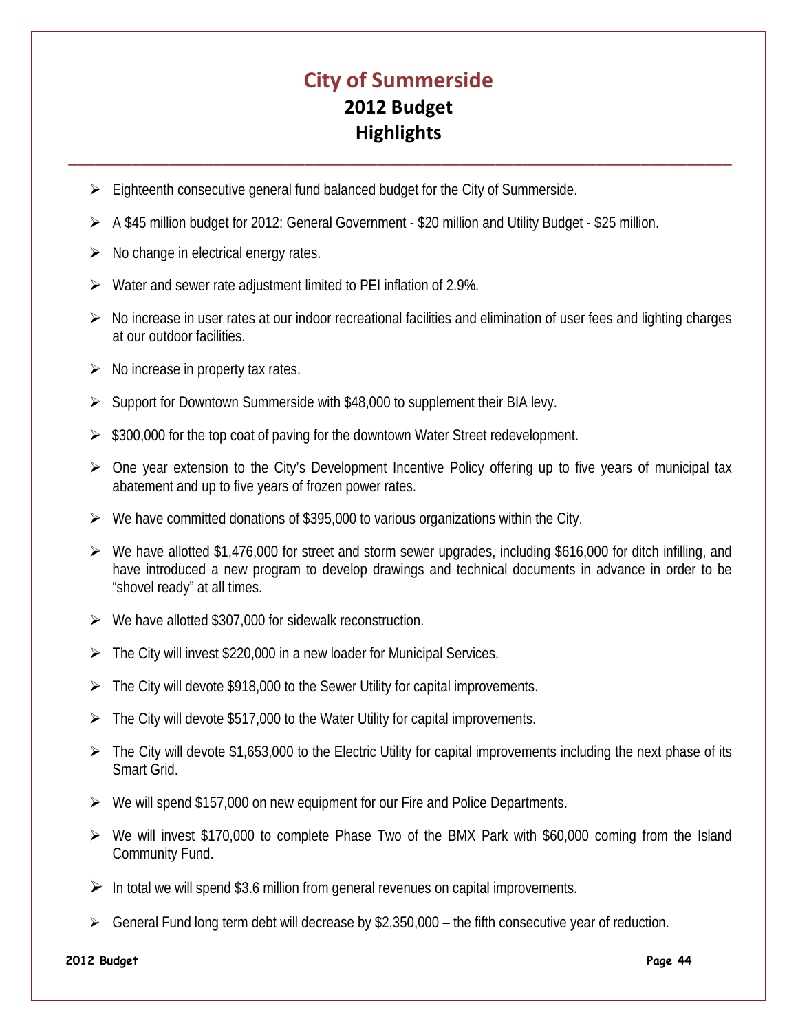# City of Summerside

## 2012 Budget Highlights

- Eighteenth consecutive general fund balanced budget for the City of Summerside.
- A $45 million budget for 2012: General Government - $20 million and Utility Budget - $25 million.
- No change in electrical energy rates.
- Water and sewer rate adjustment limited to PEI inflation of 2.9%.
- No increase in user rates at our indoor recreational facilities and elimination of user fees and lighting charges at our outdoor facilities.
- No increase in property tax rates.
- Support for Downtown Summerside with $48,000 to supplement their BIA levy.
- $300,000 for the top coat of paving for the downtown Water Street redevelopment.
- One year extension to the City's Development Incentive Policy offering up to five years of municipal tax abatement and up to five years of frozen power rates.
- We have committed donations of $395,000 to various organizations within the City.
- We have allotted $1,476,000 for street and storm sewer upgrades, including $616,000 for ditch infilling, and have introduced a new program to develop drawings and technical documents in advance in order to be "shovel ready" at all times.
- We have allotted $307,000 for sidewalk reconstruction.
- The City will invest $220,000 in a new loader for Municipal Services.
- The City will devote $918,000 to the Sewer Utility for capital improvements.
- The City will devote $517,000 to the Water Utility for capital improvements.
- The City will devote $1,653,000 to the Electric Utility for capital improvements including the next phase of its Smart Grid.
- We will spend $157,000 on new equipment for our Fire and Police Departments.
- We will invest $170,000 to complete Phase Two of the BMX Park with $60,000 coming from the Island Community Fund.
- In total we will spend $3.6 million from general revenues on capital improvements.
- General Fund long term debt will decrease by $2,350,000 – the fifth consecutive year of reduction.